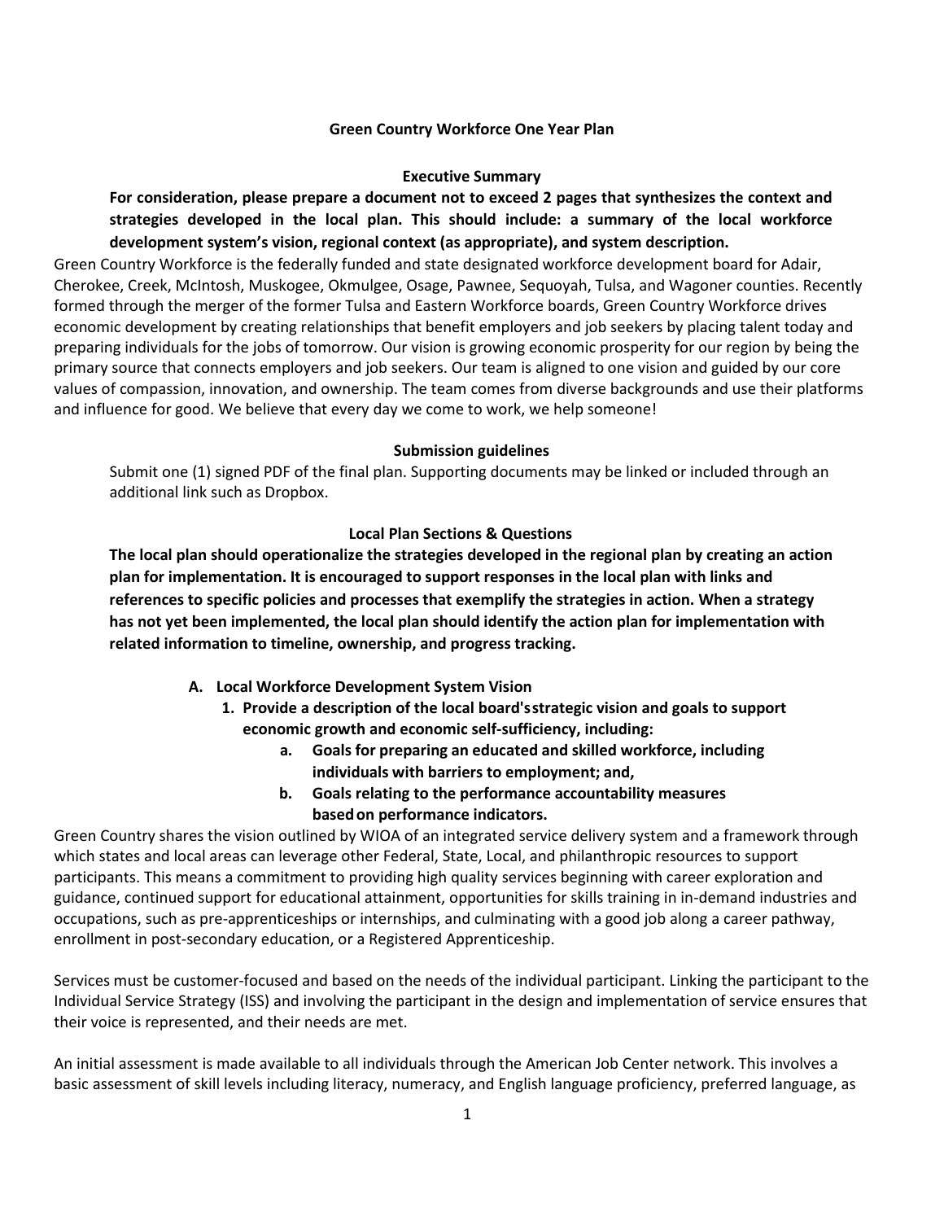## Green Country Workforce One Year Plan

### Executive Summary

**For consideration, please prepare a document not to exceed 2 pages that synthesizes the context and strategies developed in the local plan. This should include: a summary of the local workforce development system's vision, regional context (as appropriate), and system description.**

Green Country Workforce is the federally funded and state designated workforce development board for Adair, Cherokee, Creek, McIntosh, Muskogee, Okmulgee, Osage, Pawnee, Sequoyah, Tulsa, and Wagoner counties. Recently formed through the merger of the former Tulsa and Eastern Workforce boards, Green Country Workforce drives economic development by creating relationships that benefit employers and job seekers by placing talent today and preparing individuals for the jobs of tomorrow. Our vision is growing economic prosperity for our region by being the primary source that connects employers and job seekers. Our team is aligned to one vision and guided by our core values of compassion, innovation, and ownership. The team comes from diverse backgrounds and use their platforms and influence for good. We believe that every day we come to work, we help someone!

### Submission guidelines

Submit one (1) signed PDF of the final plan. Supporting documents may be linked or included through an additional link such as Dropbox.

### Local Plan Sections & Questions

**The local plan should operationalize the strategies developed in the regional plan by creating an action plan for implementation. It is encouraged to support responses in the local plan with links and references to specific policies and processes that exemplify the strategies in action. When a strategy has not yet been implemented, the local plan should identify the action plan for implementation with related information to timeline, ownership, and progress tracking.**

**A. Local Workforce Development System Vision**

1. **Provide a description of the local board's strategic vision and goals to support economic growth and economic self-sufficiency, including:**
    a. **Goals for preparing an educated and skilled workforce, including individuals with barriers to employment; and,**
    b. **Goals relating to the performance accountability measures based on performance indicators.**

Green Country shares the vision outlined by WIOA of an integrated service delivery system and a framework through which states and local areas can leverage other Federal, State, Local, and philanthropic resources to support participants. This means a commitment to providing high quality services beginning with career exploration and guidance, continued support for educational attainment, opportunities for skills training in in-demand industries and occupations, such as pre-apprenticeships or internships, and culminating with a good job along a career pathway, enrollment in post-secondary education, or a Registered Apprenticeship.

Services must be customer-focused and based on the needs of the individual participant. Linking the participant to the Individual Service Strategy (ISS) and involving the participant in the design and implementation of service ensures that their voice is represented, and their needs are met.

An initial assessment is made available to all individuals through the American Job Center network. This involves a basic assessment of skill levels including literacy, numeracy, and English language proficiency, preferred language, as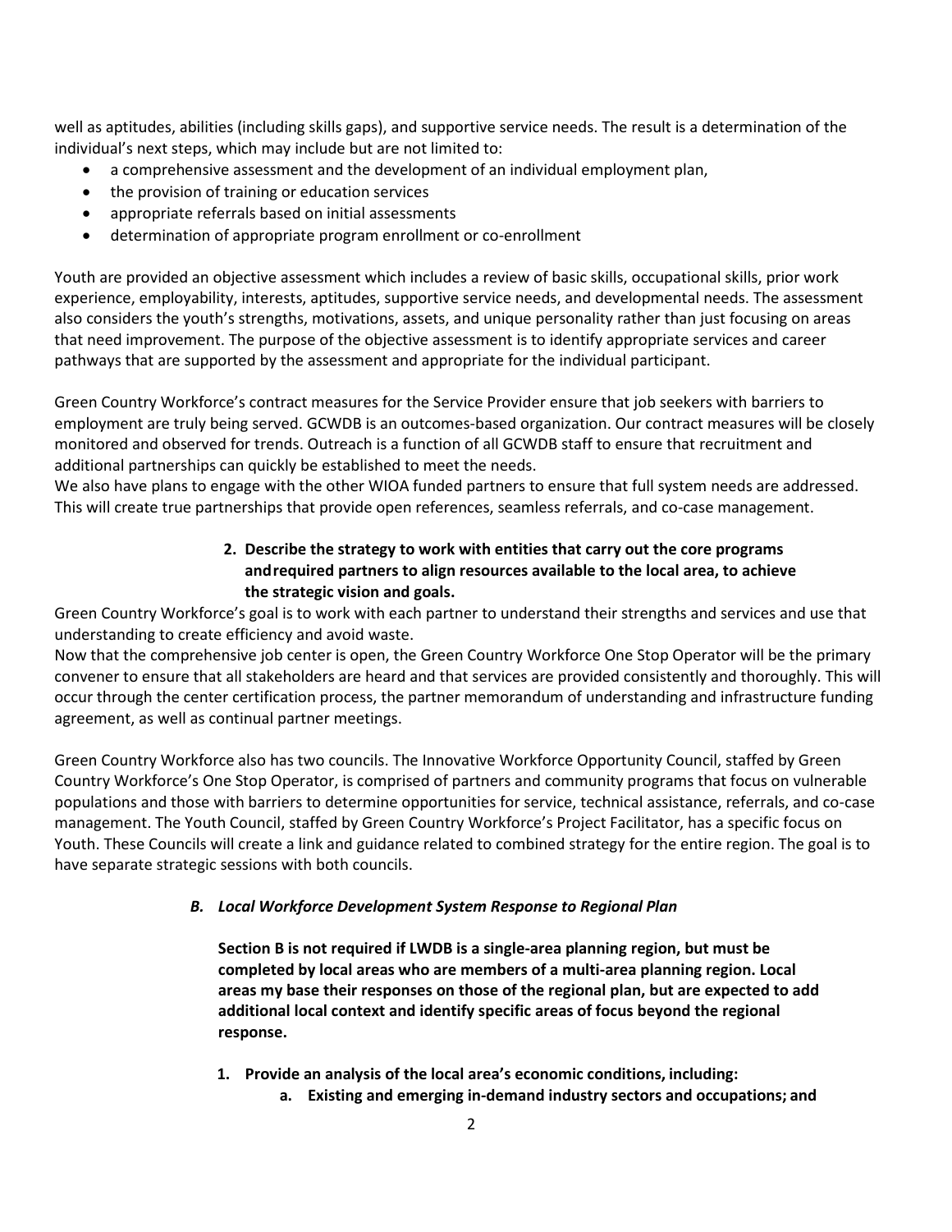well as aptitudes, abilities (including skills gaps), and supportive service needs. The result is a determination of the individual's next steps, which may include but are not limited to:

- a comprehensive assessment and the development of an individual employment plan,
- the provision of training or education services
- appropriate referrals based on initial assessments
- determination of appropriate program enrollment or co-enrollment

Youth are provided an objective assessment which includes a review of basic skills, occupational skills, prior work experience, employability, interests, aptitudes, supportive service needs, and developmental needs. The assessment also considers the youth's strengths, motivations, assets, and unique personality rather than just focusing on areas that need improvement. The purpose of the objective assessment is to identify appropriate services and career pathways that are supported by the assessment and appropriate for the individual participant.

Green Country Workforce's contract measures for the Service Provider ensure that job seekers with barriers to employment are truly being served. GCWDB is an outcomes-based organization. Our contract measures will be closely monitored and observed for trends. Outreach is a function of all GCWDB staff to ensure that recruitment and additional partnerships can quickly be established to meet the needs.

We also have plans to engage with the other WIOA funded partners to ensure that full system needs are addressed. This will create true partnerships that provide open references, seamless referrals, and co-case management.

**2. Describe the strategy to work with entities that carry out the core programs andrequired partners to align resources available to the local area, to achieve the strategic vision and goals.**

Green Country Workforce's goal is to work with each partner to understand their strengths and services and use that understanding to create efficiency and avoid waste.

Now that the comprehensive job center is open, the Green Country Workforce One Stop Operator will be the primary convener to ensure that all stakeholders are heard and that services are provided consistently and thoroughly. This will occur through the center certification process, the partner memorandum of understanding and infrastructure funding agreement, as well as continual partner meetings.

Green Country Workforce also has two councils. The Innovative Workforce Opportunity Council, staffed by Green Country Workforce's One Stop Operator, is comprised of partners and community programs that focus on vulnerable populations and those with barriers to determine opportunities for service, technical assistance, referrals, and co-case management. The Youth Council, staffed by Green Country Workforce's Project Facilitator, has a specific focus on Youth. These Councils will create a link and guidance related to combined strategy for the entire region. The goal is to have separate strategic sessions with both councils.

### *B. Local Workforce Development System Response to Regional Plan*

**Section B is not required if LWDB is a single-area planning region, but must be completed by local areas who are members of a multi-area planning region. Local areas my base their responses on those of the regional plan, but are expected to add additional local context and identify specific areas of focus beyond the regional response.**

**1. Provide an analysis of the local area's economic conditions, including:**

**a. Existing and emerging in-demand industry sectors and occupations; and**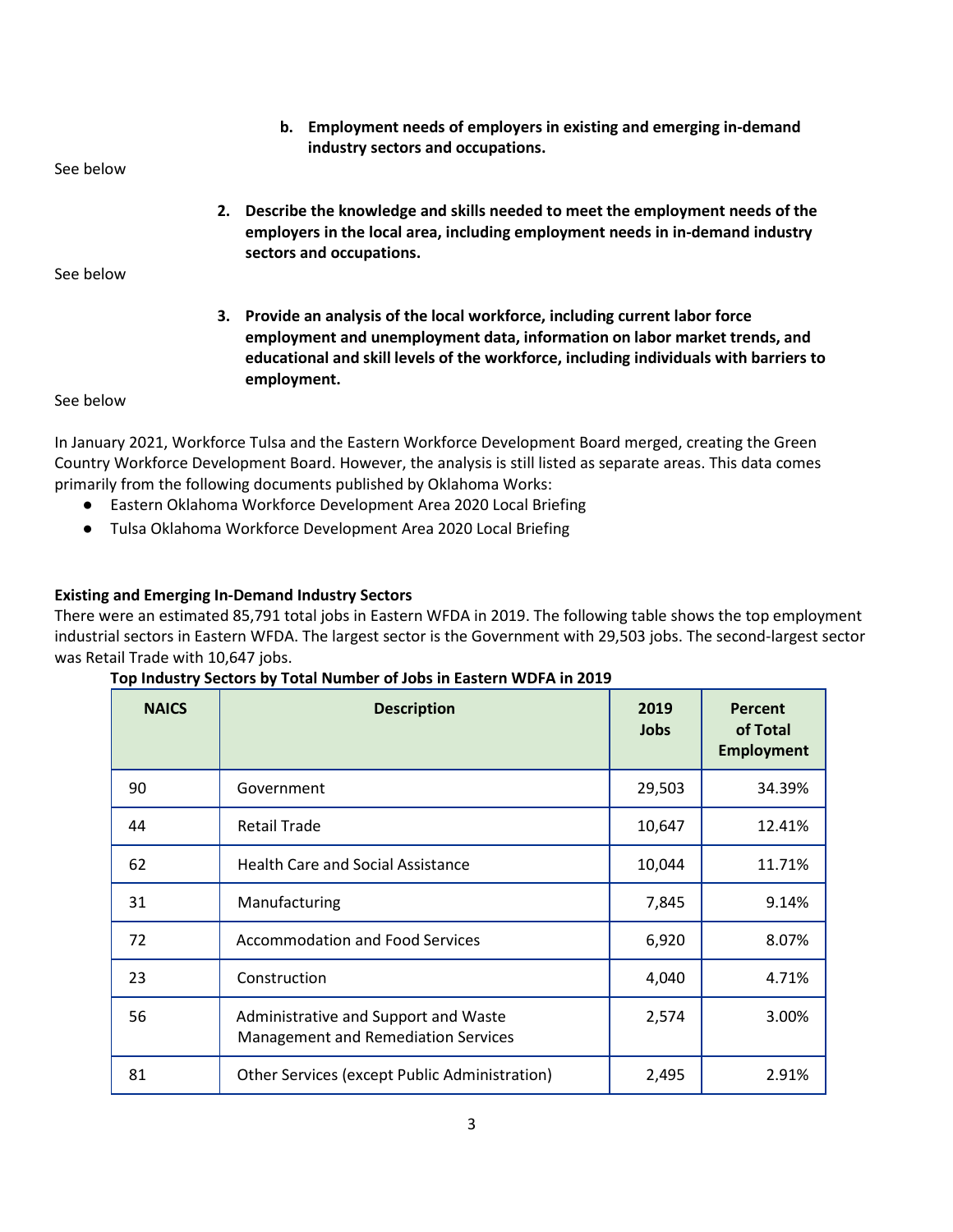b. **Employment needs of employers in existing and emerging in-demand industry sectors and occupations.**

See below

2. **Describe the knowledge and skills needed to meet the employment needs of the employers in the local area, including employment needs in in-demand industry sectors and occupations.**

See below

3. **Provide an analysis of the local workforce, including current labor force employment and unemployment data, information on labor market trends, and educational and skill levels of the workforce, including individuals with barriers to employment.**

See below

In January 2021, Workforce Tulsa and the Eastern Workforce Development Board merged, creating the Green Country Workforce Development Board. However, the analysis is still listed as separate areas. This data comes primarily from the following documents published by Oklahoma Works:

- Eastern Oklahoma Workforce Development Area 2020 Local Briefing
- Tulsa Oklahoma Workforce Development Area 2020 Local Briefing

**Existing and Emerging In-Demand Industry Sectors**

There were an estimated 85,791 total jobs in Eastern WFDA in 2019. The following table shows the top employment industrial sectors in Eastern WFDA. The largest sector is the Government with 29,503 jobs. The second-largest sector was Retail Trade with 10,647 jobs.

**Top Industry Sectors by Total Number of Jobs in Eastern WDFA in 2019**

| NAICS | Description | 2019 Jobs | Percent of Total Employment |
|---|---|---|---|
| 90 | Government | 29,503 | 34.39% |
| 44 | Retail Trade | 10,647 | 12.41% |
| 62 | Health Care and Social Assistance | 10,044 | 11.71% |
| 31 | Manufacturing | 7,845 | 9.14% |
| 72 | Accommodation and Food Services | 6,920 | 8.07% |
| 23 | Construction | 4,040 | 4.71% |
| 56 | Administrative and Support and Waste Management and Remediation Services | 2,574 | 3.00% |
| 81 | Other Services (except Public Administration) | 2,495 | 2.91% |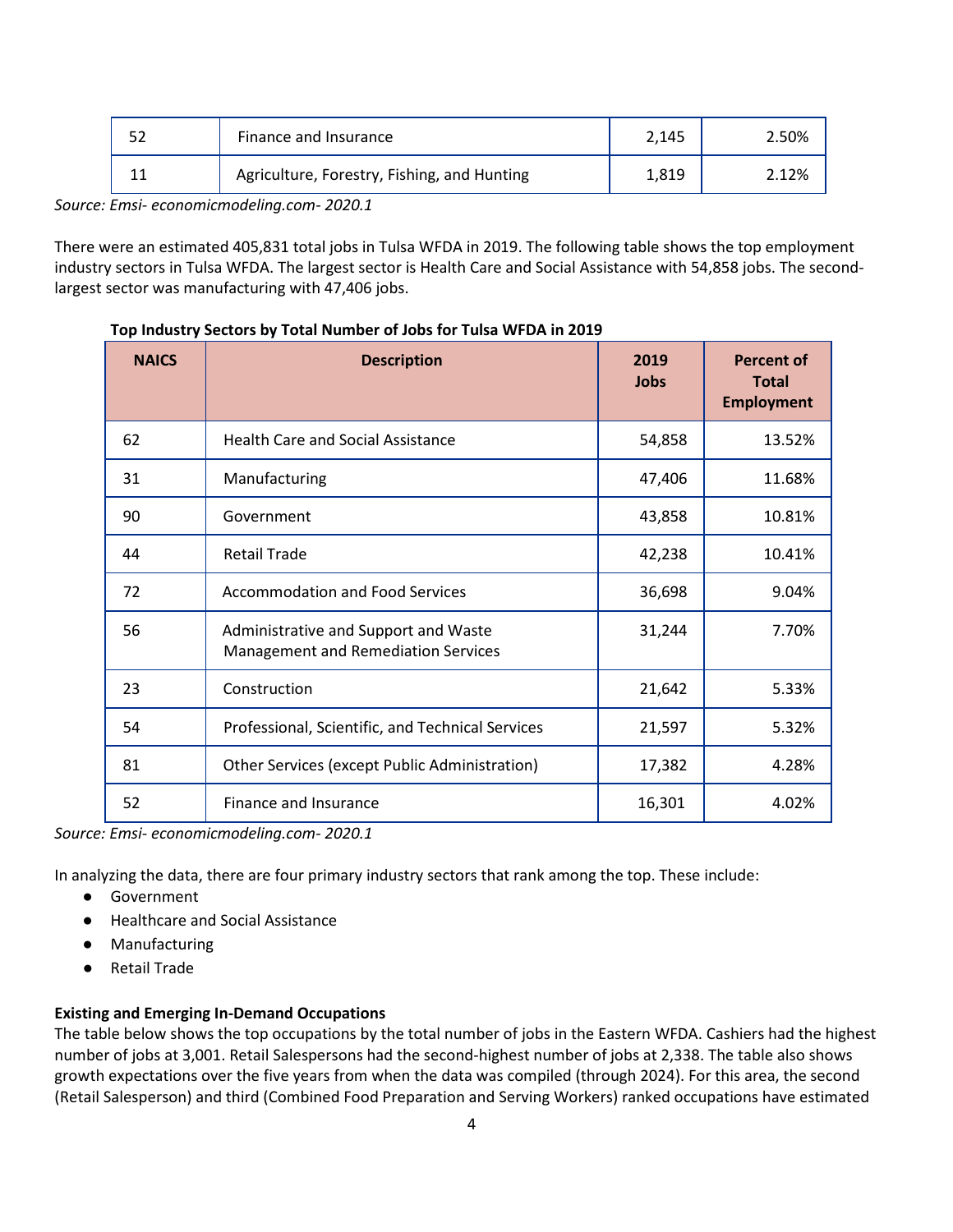| 52 | Finance and Insurance | 2,145 | 2.50% |
|---|---|---|---|
| 11 | Agriculture, Forestry, Fishing, and Hunting | 1,819 | 2.12% |

*Source: Emsi- economicmodeling.com- 2020.1*

There were an estimated 405,831 total jobs in Tulsa WFDA in 2019. The following table shows the top employment industry sectors in Tulsa WFDA. The largest sector is Health Care and Social Assistance with 54,858 jobs. The second-largest sector was manufacturing with 47,406 jobs.

**Top Industry Sectors by Total Number of Jobs for Tulsa WFDA in 2019**

| NAICS | Description | 2019 Jobs | Percent of Total Employment |
|---|---|---|---|
| 62 | Health Care and Social Assistance | 54,858 | 13.52% |
| 31 | Manufacturing | 47,406 | 11.68% |
| 90 | Government | 43,858 | 10.81% |
| 44 | Retail Trade | 42,238 | 10.41% |
| 72 | Accommodation and Food Services | 36,698 | 9.04% |
| 56 | Administrative and Support and Waste Management and Remediation Services | 31,244 | 7.70% |
| 23 | Construction | 21,642 | 5.33% |
| 54 | Professional, Scientific, and Technical Services | 21,597 | 5.32% |
| 81 | Other Services (except Public Administration) | 17,382 | 4.28% |
| 52 | Finance and Insurance | 16,301 | 4.02% |

*Source: Emsi- economicmodeling.com- 2020.1*

In analyzing the data, there are four primary industry sectors that rank among the top. These include:

- Government
- Healthcare and Social Assistance
- Manufacturing
- Retail Trade

**Existing and Emerging In-Demand Occupations**

The table below shows the top occupations by the total number of jobs in the Eastern WFDA. Cashiers had the highest number of jobs at 3,001. Retail Salespersons had the second-highest number of jobs at 2,338. The table also shows growth expectations over the five years from when the data was compiled (through 2024). For this area, the second (Retail Salesperson) and third (Combined Food Preparation and Serving Workers) ranked occupations have estimated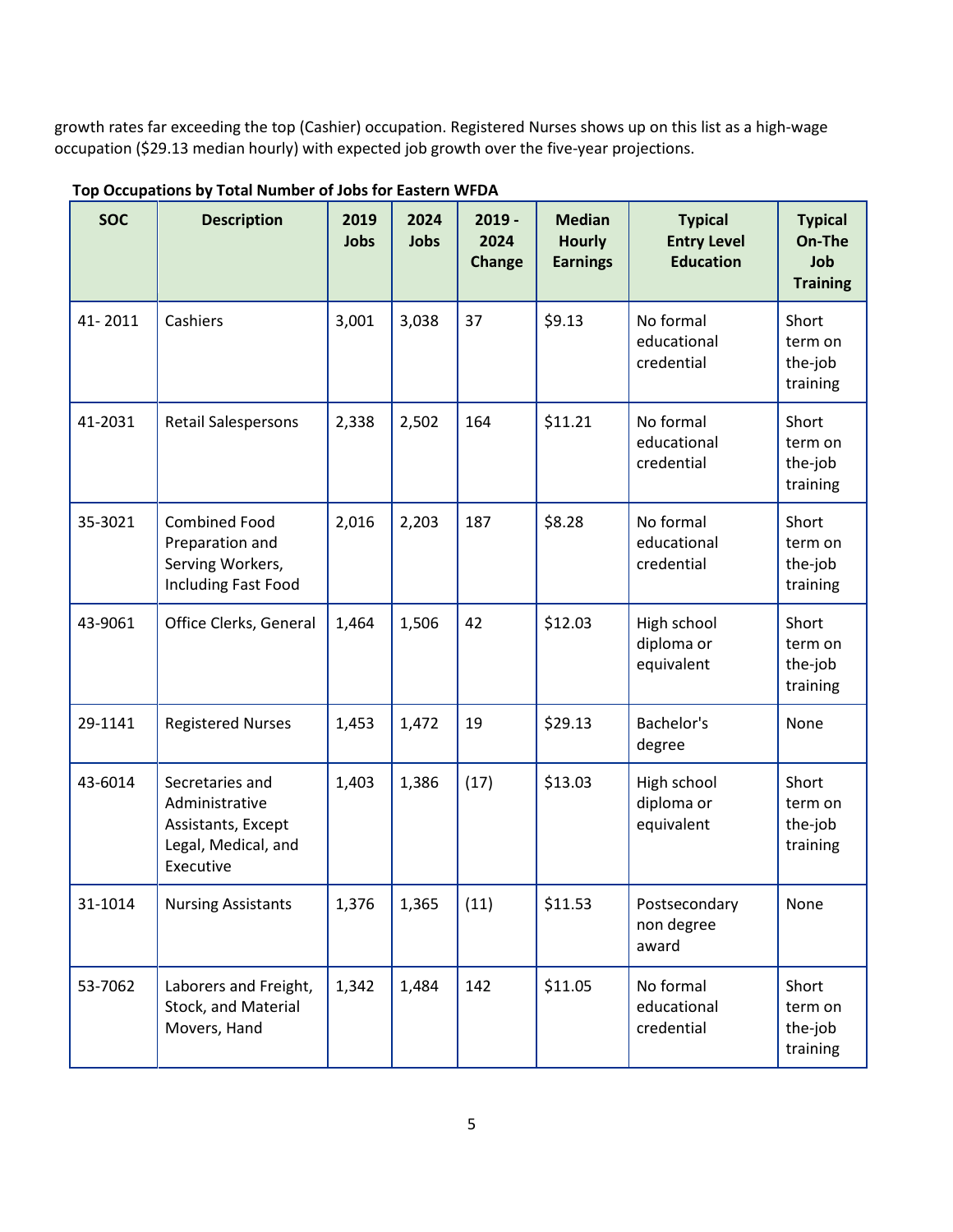growth rates far exceeding the top (Cashier) occupation. Registered Nurses shows up on this list as a high-wage occupation ($29.13 median hourly) with expected job growth over the five-year projections.

**Top Occupations by Total Number of Jobs for Eastern WFDA**

| SOC | Description | 2019 Jobs | 2024 Jobs | 2019 - 2024 Change | Median Hourly Earnings | Typical Entry Level Education | Typical On-The Job Training |
|---|---|---|---|---|---|---|---|
| 41- 2011 | Cashiers | 3,001 | 3,038 | 37 | $9.13 | No formal educational credential | Short term on the-job training |
| 41-2031 | Retail Salespersons | 2,338 | 2,502 | 164 | $11.21 | No formal educational credential | Short term on the-job training |
| 35-3021 | Combined Food Preparation and Serving Workers, Including Fast Food | 2,016 | 2,203 | 187 | $8.28 | No formal educational credential | Short term on the-job training |
| 43-9061 | Office Clerks, General | 1,464 | 1,506 | 42 | $12.03 | High school diploma or equivalent | Short term on the-job training |
| 29-1141 | Registered Nurses | 1,453 | 1,472 | 19 | $29.13 | Bachelor's degree | None |
| 43-6014 | Secretaries and Administrative Assistants, Except Legal, Medical, and Executive | 1,403 | 1,386 | (17) | $13.03 | High school diploma or equivalent | Short term on the-job training |
| 31-1014 | Nursing Assistants | 1,376 | 1,365 | (11) | $11.53 | Postsecondary non degree award | None |
| 53-7062 | Laborers and Freight, Stock, and Material Movers, Hand | 1,342 | 1,484 | 142 | $11.05 | No formal educational credential | Short term on the-job training |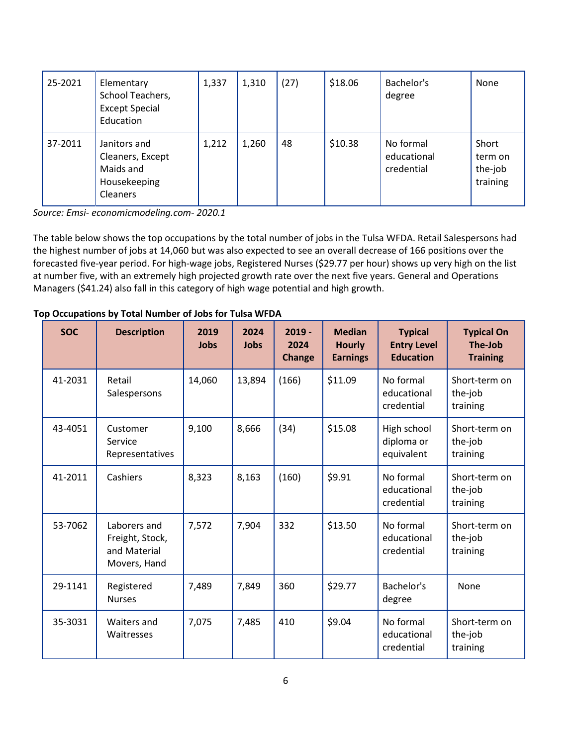| 25-2021 | Elementary School Teachers, Except Special Education | 1,337 | 1,310 | (27) | $18.06 | Bachelor's degree | None |
|---|---|---|---|---|---|---|---|
| 37-2011 | Janitors and Cleaners, Except Maids and Housekeeping Cleaners | 1,212 | 1,260 | 48 | $10.38 | No formal educational credential | Short term on the-job training |

*Source: Emsi- economicmodeling.com- 2020.1*

The table below shows the top occupations by the total number of jobs in the Tulsa WFDA. Retail Salespersons had the highest number of jobs at 14,060 but was also expected to see an overall decrease of 166 positions over the forecasted five-year period. For high-wage jobs, Registered Nurses ($29.77 per hour) shows up very high on the list at number five, with an extremely high projected growth rate over the next five years. General and Operations Managers ($41.24) also fall in this category of high wage potential and high growth.

**Top Occupations by Total Number of Jobs for Tulsa WFDA**

| SOC | Description | 2019 Jobs | 2024 Jobs | 2019 - 2024 Change | Median Hourly Earnings | Typical Entry Level Education | Typical On The-Job Training |
|---|---|---|---|---|---|---|---|
| 41-2031 | Retail Salespersons | 14,060 | 13,894 | (166) | $11.09 | No formal educational credential | Short-term on the-job training |
| 43-4051 | Customer Service Representatives | 9,100 | 8,666 | (34) | $15.08 | High school diploma or equivalent | Short-term on the-job training |
| 41-2011 | Cashiers | 8,323 | 8,163 | (160) | $9.91 | No formal educational credential | Short-term on the-job training |
| 53-7062 | Laborers and Freight, Stock, and Material Movers, Hand | 7,572 | 7,904 | 332 | $13.50 | No formal educational credential | Short-term on the-job training |
| 29-1141 | Registered Nurses | 7,489 | 7,849 | 360 | $29.77 | Bachelor's degree | None |
| 35-3031 | Waiters and Waitresses | 7,075 | 7,485 | 410 | $9.04 | No formal educational credential | Short-term on the-job training |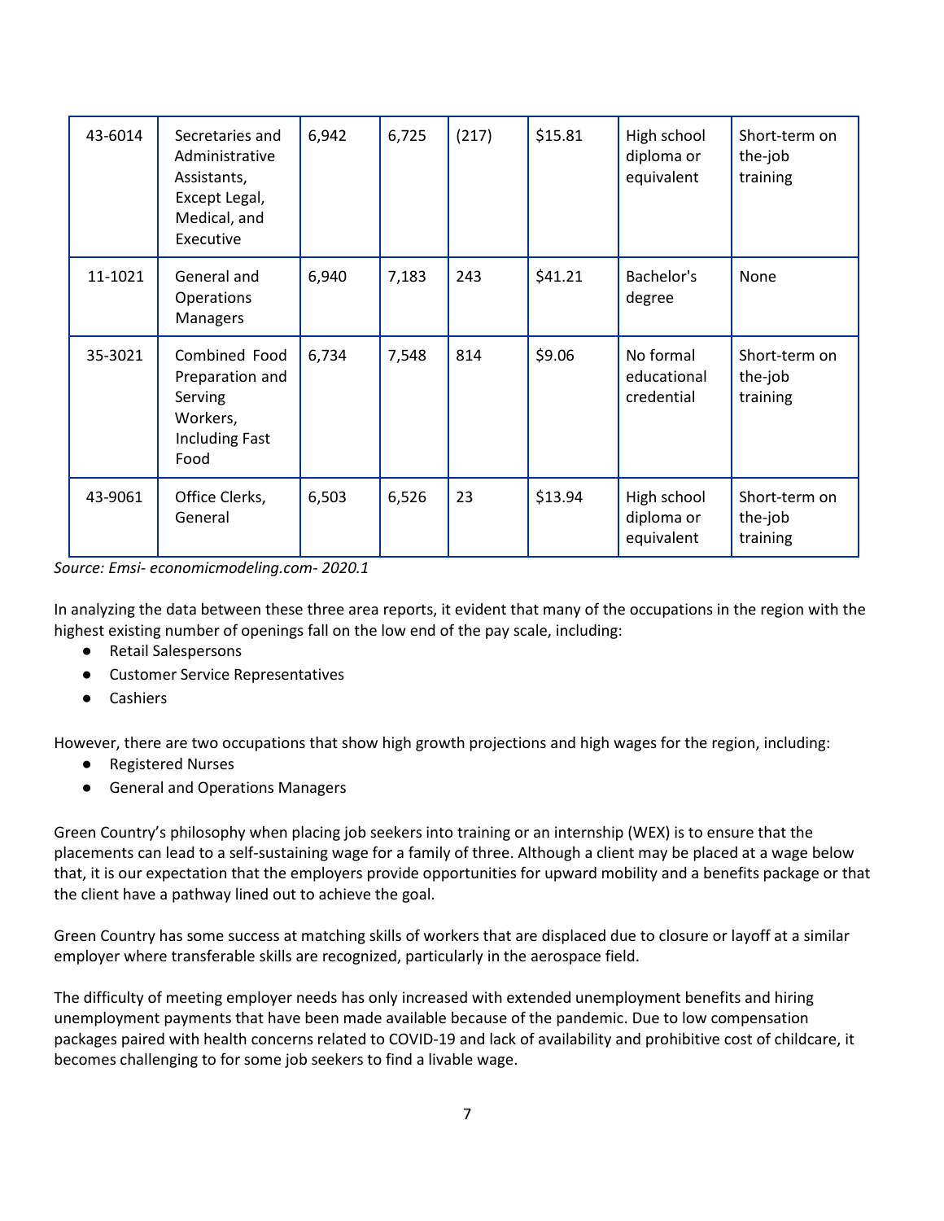| 43-6014 | Secretaries and Administrative Assistants, Except Legal, Medical, and Executive | 6,942 | 6,725 | (217) | $15.81 | High school diploma or equivalent | Short-term on the-job training |
|---|---|---|---|---|---|---|---|
| 11-1021 | General and Operations Managers | 6,940 | 7,183 | 243 | $41.21 | Bachelor's degree | None |
| 35-3021 | Combined Food Preparation and Serving Workers, Including Fast Food | 6,734 | 7,548 | 814 | $9.06 | No formal educational credential | Short-term on the-job training |
| 43-9061 | Office Clerks, General | 6,503 | 6,526 | 23 | $13.94 | High school diploma or equivalent | Short-term on the-job training |

*Source: Emsi- economicmodeling.com- 2020.1*

In analyzing the data between these three area reports, it evident that many of the occupations in the region with the highest existing number of openings fall on the low end of the pay scale, including:

- Retail Salespersons
- Customer Service Representatives
- Cashiers

However, there are two occupations that show high growth projections and high wages for the region, including:

- Registered Nurses
- General and Operations Managers

Green Country's philosophy when placing job seekers into training or an internship (WEX) is to ensure that the placements can lead to a self-sustaining wage for a family of three. Although a client may be placed at a wage below that, it is our expectation that the employers provide opportunities for upward mobility and a benefits package or that the client have a pathway lined out to achieve the goal.

Green Country has some success at matching skills of workers that are displaced due to closure or layoff at a similar employer where transferable skills are recognized, particularly in the aerospace field.

The difficulty of meeting employer needs has only increased with extended unemployment benefits and hiring unemployment payments that have been made available because of the pandemic. Due to low compensation packages paired with health concerns related to COVID-19 and lack of availability and prohibitive cost of childcare, it becomes challenging to for some job seekers to find a livable wage.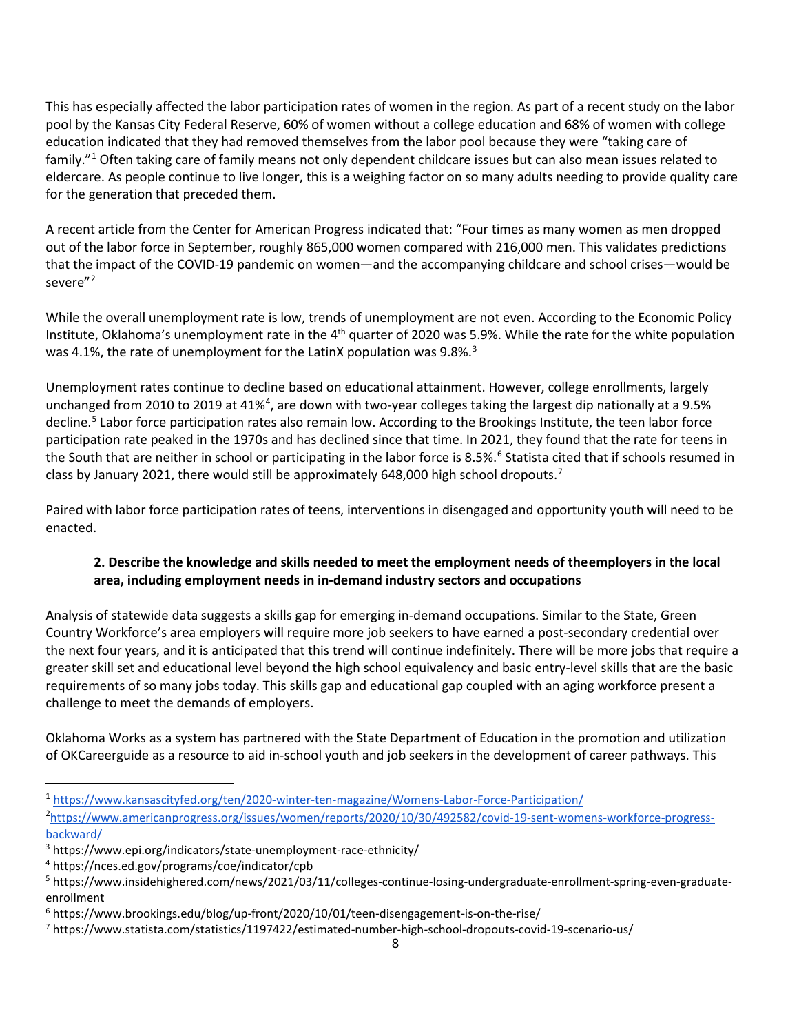This has especially affected the labor participation rates of women in the region. As part of a recent study on the labor pool by the Kansas City Federal Reserve, 60% of women without a college education and 68% of women with college education indicated that they had removed themselves from the labor pool because they were "taking care of family."[1] Often taking care of family means not only dependent childcare issues but can also mean issues related to eldercare. As people continue to live longer, this is a weighing factor on so many adults needing to provide quality care for the generation that preceded them.

A recent article from the Center for American Progress indicated that: "Four times as many women as men dropped out of the labor force in September, roughly 865,000 women compared with 216,000 men. This validates predictions that the impact of the COVID-19 pandemic on women—and the accompanying childcare and school crises—would be severe"[2]

While the overall unemployment rate is low, trends of unemployment are not even. According to the Economic Policy Institute, Oklahoma's unemployment rate in the 4th quarter of 2020 was 5.9%. While the rate for the white population was 4.1%, the rate of unemployment for the LatinX population was 9.8%.[3]

Unemployment rates continue to decline based on educational attainment. However, college enrollments, largely unchanged from 2010 to 2019 at 41%[4], are down with two-year colleges taking the largest dip nationally at a 9.5% decline.[5] Labor force participation rates also remain low. According to the Brookings Institute, the teen labor force participation rate peaked in the 1970s and has declined since that time. In 2021, they found that the rate for teens in the South that are neither in school or participating in the labor force is 8.5%.[6] Statista cited that if schools resumed in class by January 2021, there would still be approximately 648,000 high school dropouts.[7]

Paired with labor force participation rates of teens, interventions in disengaged and opportunity youth will need to be enacted.

**2. Describe the knowledge and skills needed to meet the employment needs of theemployers in the local area, including employment needs in in-demand industry sectors and occupations**

Analysis of statewide data suggests a skills gap for emerging in-demand occupations. Similar to the State, Green Country Workforce's area employers will require more job seekers to have earned a post-secondary credential over the next four years, and it is anticipated that this trend will continue indefinitely. There will be more jobs that require a greater skill set and educational level beyond the high school equivalency and basic entry-level skills that are the basic requirements of so many jobs today. This skills gap and educational gap coupled with an aging workforce present a challenge to meet the demands of employers.

Oklahoma Works as a system has partnered with the State Department of Education in the promotion and utilization of OKCareerguide as a resource to aid in-school youth and job seekers in the development of career pathways. This

---

[1] https://www.kansascityfed.org/ten/2020-winter-ten-magazine/Womens-Labor-Force-Participation/

[2] https://www.americanprogress.org/issues/women/reports/2020/10/30/492582/covid-19-sent-womens-workforce-progress-backward/

[3] https://www.epi.org/indicators/state-unemployment-race-ethnicity/

[4] https://nces.ed.gov/programs/coe/indicator/cpb

[5] https://www.insidehighered.com/news/2021/03/11/colleges-continue-losing-undergraduate-enrollment-spring-even-graduate-enrollment

[6] https://www.brookings.edu/blog/up-front/2020/10/01/teen-disengagement-is-on-the-rise/

[7] https://www.statista.com/statistics/1197422/estimated-number-high-school-dropouts-covid-19-scenario-us/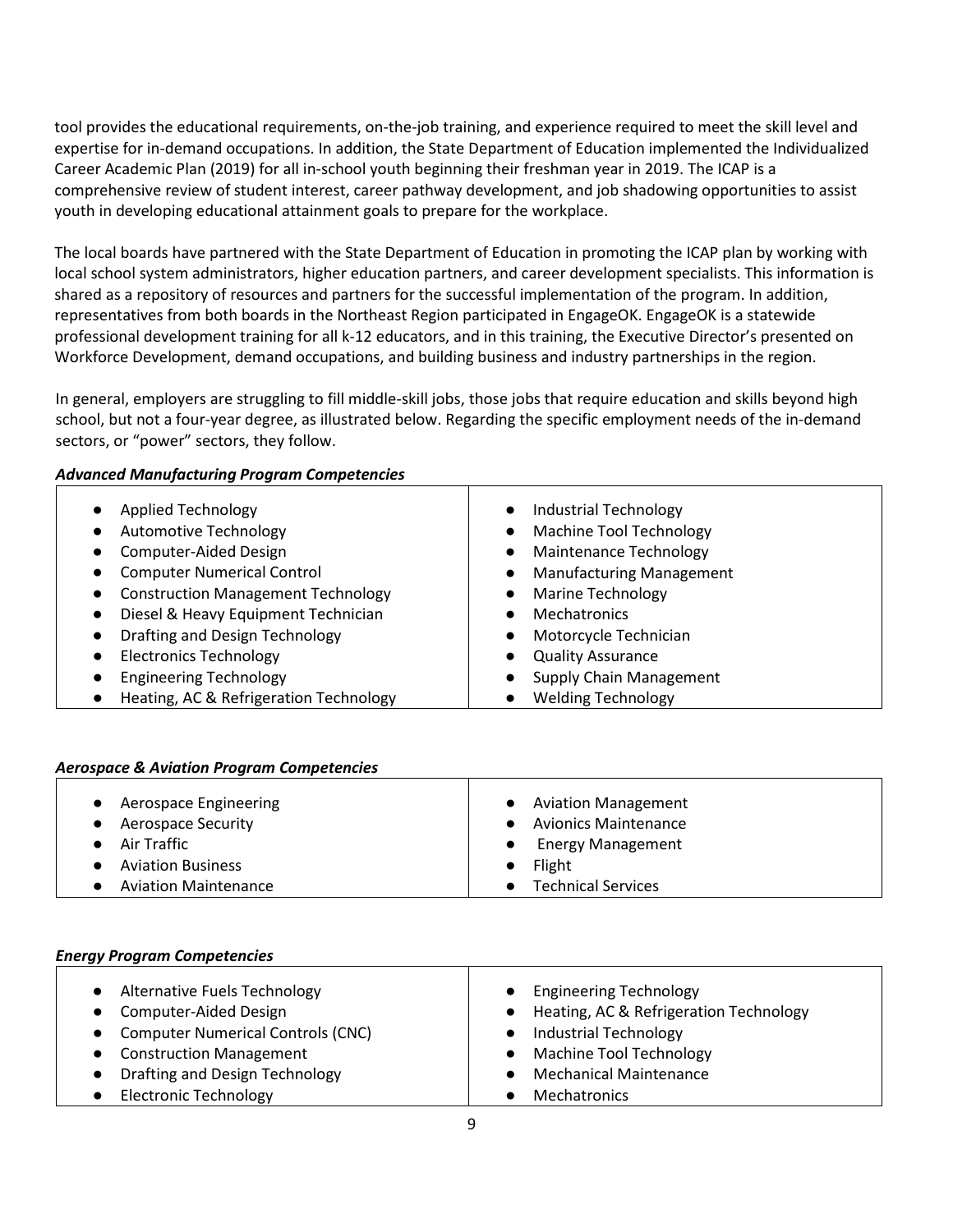tool provides the educational requirements, on-the-job training, and experience required to meet the skill level and expertise for in-demand occupations. In addition, the State Department of Education implemented the Individualized Career Academic Plan (2019) for all in-school youth beginning their freshman year in 2019. The ICAP is a comprehensive review of student interest, career pathway development, and job shadowing opportunities to assist youth in developing educational attainment goals to prepare for the workplace.

The local boards have partnered with the State Department of Education in promoting the ICAP plan by working with local school system administrators, higher education partners, and career development specialists. This information is shared as a repository of resources and partners for the successful implementation of the program. In addition, representatives from both boards in the Northeast Region participated in EngageOK. EngageOK is a statewide professional development training for all k-12 educators, and in this training, the Executive Director's presented on Workforce Development, demand occupations, and building business and industry partnerships in the region.

In general, employers are struggling to fill middle-skill jobs, those jobs that require education and skills beyond high school, but not a four-year degree, as illustrated below. Regarding the specific employment needs of the in-demand sectors, or "power" sectors, they follow.

***Advanced Manufacturing Program Competencies***

- Applied Technology
- Automotive Technology
- Computer-Aided Design
- Computer Numerical Control
- Construction Management Technology
- Diesel & Heavy Equipment Technician
- Drafting and Design Technology
- Electronics Technology
- Engineering Technology
- Heating, AC & Refrigeration Technology
- Industrial Technology
- Machine Tool Technology
- Maintenance Technology
- Manufacturing Management
- Marine Technology
- Mechatronics
- Motorcycle Technician
- Quality Assurance
- Supply Chain Management
- Welding Technology

***Aerospace & Aviation Program Competencies***

- Aerospace Engineering
- Aerospace Security
- Air Traffic
- Aviation Business
- Aviation Maintenance
- Aviation Management
- Avionics Maintenance
- Energy Management
- Flight
- Technical Services

***Energy Program Competencies***

- Alternative Fuels Technology
- Computer-Aided Design
- Computer Numerical Controls (CNC)
- Construction Management
- Drafting and Design Technology
- Electronic Technology
- Engineering Technology
- Heating, AC & Refrigeration Technology
- Industrial Technology
- Machine Tool Technology
- Mechanical Maintenance
- Mechatronics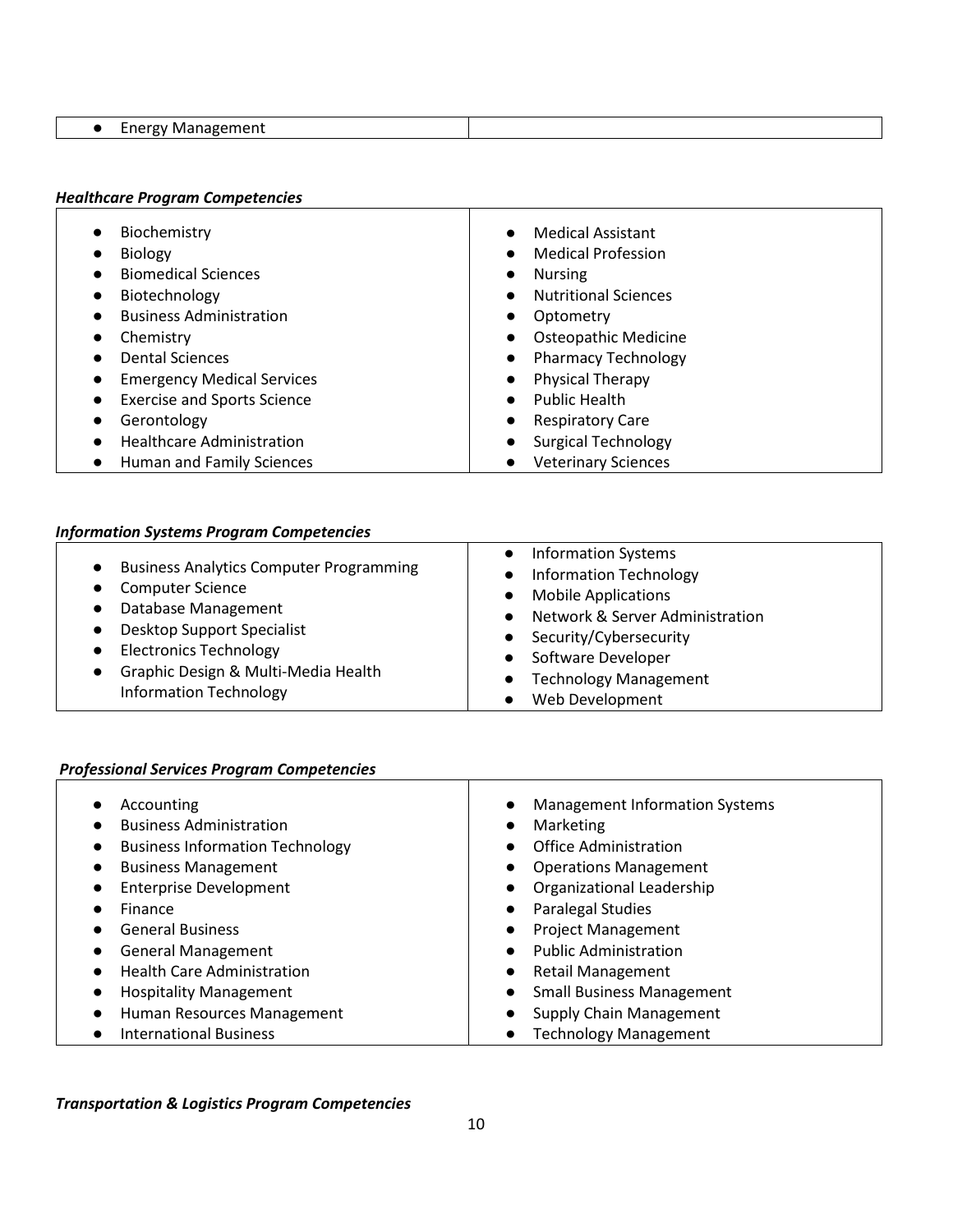- Energy Management

*Healthcare Program Competencies*

- Biochemistry
- Biology
- Biomedical Sciences
- Biotechnology
- Business Administration
- Chemistry
- Dental Sciences
- Emergency Medical Services
- Exercise and Sports Science
- Gerontology
- Healthcare Administration
- Human and Family Sciences
- Medical Assistant
- Medical Profession
- Nursing
- Nutritional Sciences
- Optometry
- Osteopathic Medicine
- Pharmacy Technology
- Physical Therapy
- Public Health
- Respiratory Care
- Surgical Technology
- Veterinary Sciences

*Information Systems Program Competencies*

- Business Analytics Computer Programming
- Computer Science
- Database Management
- Desktop Support Specialist
- Electronics Technology
- Graphic Design & Multi-Media Health Information Technology
- Information Systems
- Information Technology
- Mobile Applications
- Network & Server Administration
- Security/Cybersecurity
- Software Developer
- Technology Management
- Web Development

*Professional Services Program Competencies*

- Accounting
- Business Administration
- Business Information Technology
- Business Management
- Enterprise Development
- Finance
- General Business
- General Management
- Health Care Administration
- Hospitality Management
- Human Resources Management
- International Business
- Management Information Systems
- Marketing
- Office Administration
- Operations Management
- Organizational Leadership
- Paralegal Studies
- Project Management
- Public Administration
- Retail Management
- Small Business Management
- Supply Chain Management
- Technology Management

*Transportation & Logistics Program Competencies*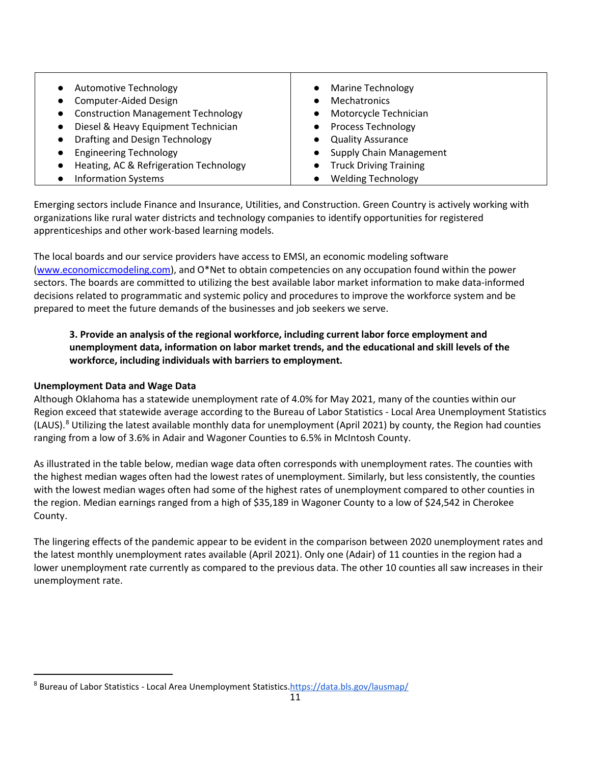| | |
|---|---|
| ● Automotive Technology<br>● Computer-Aided Design<br>● Construction Management Technology<br>● Diesel & Heavy Equipment Technician<br>● Drafting and Design Technology<br>● Engineering Technology<br>● Heating, AC & Refrigeration Technology<br>● Information Systems | ● Marine Technology<br>● Mechatronics<br>● Motorcycle Technician<br>● Process Technology<br>● Quality Assurance<br>● Supply Chain Management<br>● Truck Driving Training<br>● Welding Technology |

Emerging sectors include Finance and Insurance, Utilities, and Construction. Green Country is actively working with organizations like rural water districts and technology companies to identify opportunities for registered apprenticeships and other work-based learning models.

The local boards and our service providers have access to EMSI, an economic modeling software (www.economicmodeling.com), and O*Net to obtain competencies on any occupation found within the power sectors. The boards are committed to utilizing the best available labor market information to make data-informed decisions related to programmatic and systemic policy and procedures to improve the workforce system and be prepared to meet the future demands of the businesses and job seekers we serve.

**3. Provide an analysis of the regional workforce, including current labor force employment and unemployment data, information on labor market trends, and the educational and skill levels of the workforce, including individuals with barriers to employment.**

**Unemployment Data and Wage Data**

Although Oklahoma has a statewide unemployment rate of 4.0% for May 2021, many of the counties within our Region exceed that statewide average according to the Bureau of Labor Statistics - Local Area Unemployment Statistics (LAUS).[8] Utilizing the latest available monthly data for unemployment (April 2021) by county, the Region had counties ranging from a low of 3.6% in Adair and Wagoner Counties to 6.5% in McIntosh County.

As illustrated in the table below, median wage data often corresponds with unemployment rates. The counties with the highest median wages often had the lowest rates of unemployment. Similarly, but less consistently, the counties with the lowest median wages often had some of the highest rates of unemployment compared to other counties in the region. Median earnings ranged from a high of $35,189 in Wagoner County to a low of $24,542 in Cherokee County.

The lingering effects of the pandemic appear to be evident in the comparison between 2020 unemployment rates and the latest monthly unemployment rates available (April 2021). Only one (Adair) of 11 counties in the region had a lower unemployment rate currently as compared to the previous data. The other 10 counties all saw increases in their unemployment rate.

[8] Bureau of Labor Statistics - Local Area Unemployment Statistics. https://data.bls.gov/lausmap/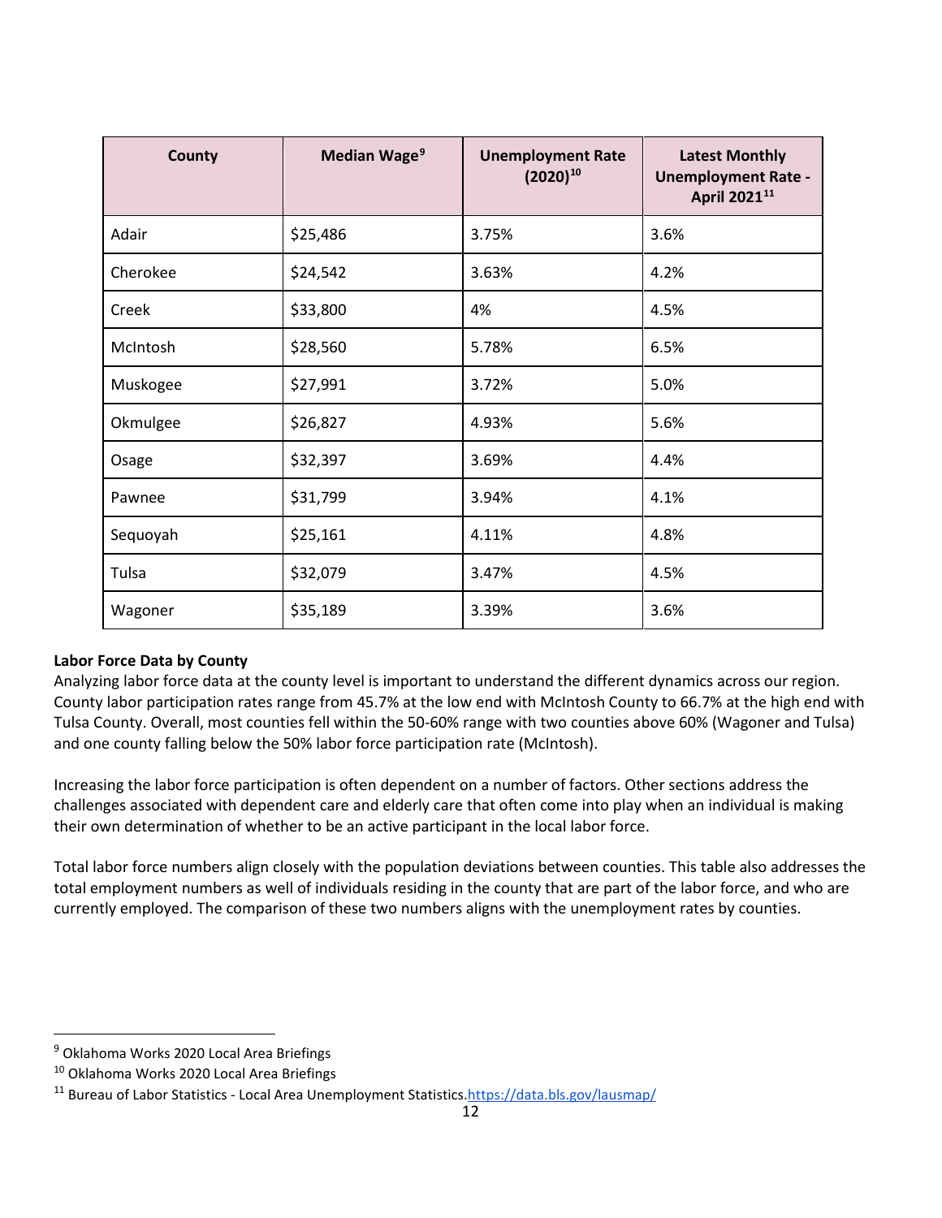| County | Median Wage[9] | Unemployment Rate (2020)[10] | Latest Monthly Unemployment Rate - April 2021[11] |
|---|---|---|---|
| Adair | $25,486 | 3.75% | 3.6% |
| Cherokee | $24,542 | 3.63% | 4.2% |
| Creek | $33,800 | 4% | 4.5% |
| McIntosh | $28,560 | 5.78% | 6.5% |
| Muskogee | $27,991 | 3.72% | 5.0% |
| Okmulgee | $26,827 | 4.93% | 5.6% |
| Osage | $32,397 | 3.69% | 4.4% |
| Pawnee | $31,799 | 3.94% | 4.1% |
| Sequoyah | $25,161 | 4.11% | 4.8% |
| Tulsa | $32,079 | 3.47% | 4.5% |
| Wagoner | $35,189 | 3.39% | 3.6% |

**Labor Force Data by County**

Analyzing labor force data at the county level is important to understand the different dynamics across our region. County labor participation rates range from 45.7% at the low end with McIntosh County to 66.7% at the high end with Tulsa County. Overall, most counties fell within the 50-60% range with two counties above 60% (Wagoner and Tulsa) and one county falling below the 50% labor force participation rate (McIntosh).

Increasing the labor force participation is often dependent on a number of factors. Other sections address the challenges associated with dependent care and elderly care that often come into play when an individual is making their own determination of whether to be an active participant in the local labor force.

Total labor force numbers align closely with the population deviations between counties. This table also addresses the total employment numbers as well of individuals residing in the county that are part of the labor force, and who are currently employed. The comparison of these two numbers aligns with the unemployment rates by counties.

[9] Oklahoma Works 2020 Local Area Briefings

[10] Oklahoma Works 2020 Local Area Briefings

[11] Bureau of Labor Statistics - Local Area Unemployment Statistics.https://data.bls.gov/lausmap/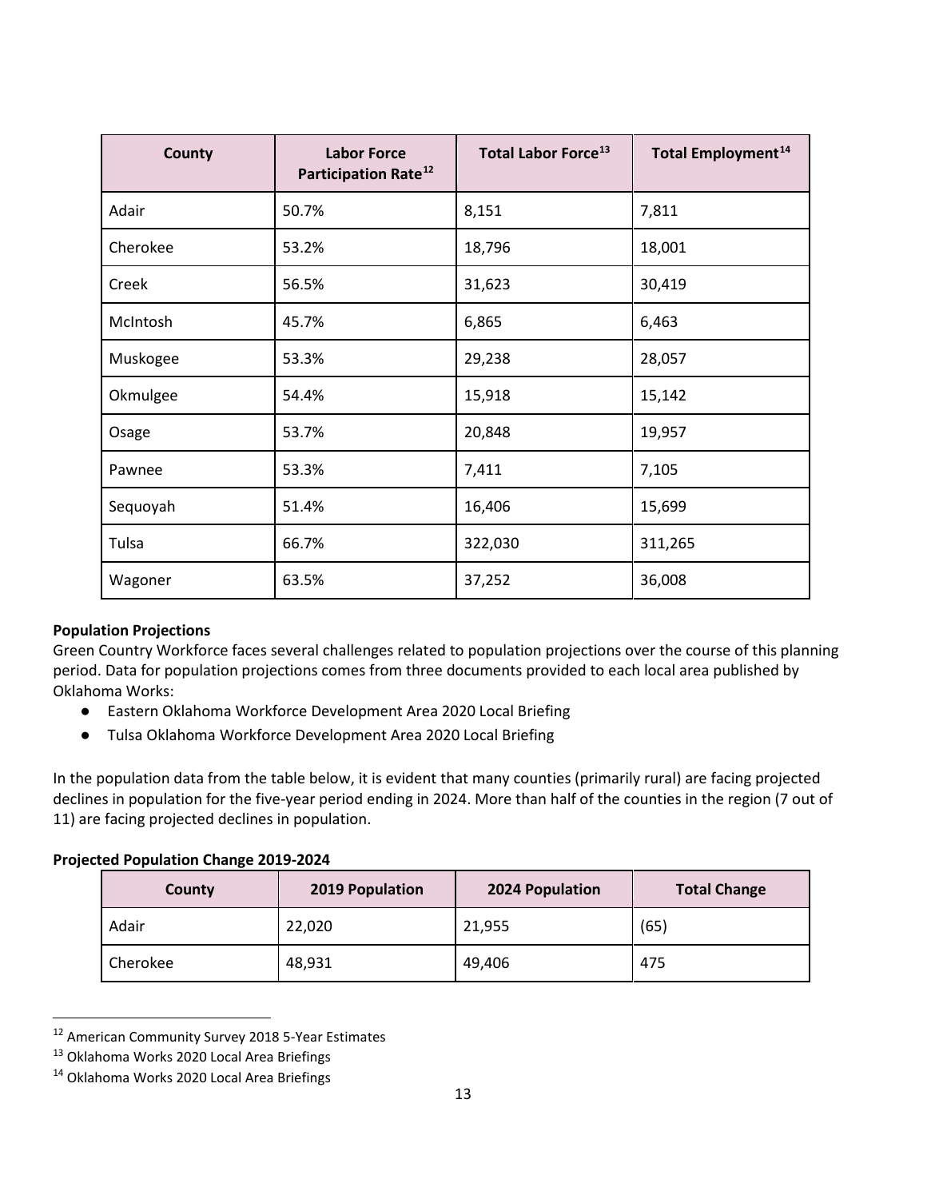| County | Labor Force Participation Rate[12] | Total Labor Force[13] | Total Employment[14] |
|---|---|---|---|
| Adair | 50.7% | 8,151 | 7,811 |
| Cherokee | 53.2% | 18,796 | 18,001 |
| Creek | 56.5% | 31,623 | 30,419 |
| McIntosh | 45.7% | 6,865 | 6,463 |
| Muskogee | 53.3% | 29,238 | 28,057 |
| Okmulgee | 54.4% | 15,918 | 15,142 |
| Osage | 53.7% | 20,848 | 19,957 |
| Pawnee | 53.3% | 7,411 | 7,105 |
| Sequoyah | 51.4% | 16,406 | 15,699 |
| Tulsa | 66.7% | 322,030 | 311,265 |
| Wagoner | 63.5% | 37,252 | 36,008 |

**Population Projections**

Green Country Workforce faces several challenges related to population projections over the course of this planning period. Data for population projections comes from three documents provided to each local area published by Oklahoma Works:

- Eastern Oklahoma Workforce Development Area 2020 Local Briefing
- Tulsa Oklahoma Workforce Development Area 2020 Local Briefing

In the population data from the table below, it is evident that many counties (primarily rural) are facing projected declines in population for the five-year period ending in 2024. More than half of the counties in the region (7 out of 11) are facing projected declines in population.

**Projected Population Change 2019-2024**

| County | 2019 Population | 2024 Population | Total Change |
|---|---|---|---|
| Adair | 22,020 | 21,955 | (65) |
| Cherokee | 48,931 | 49,406 | 475 |

[12] American Community Survey 2018 5-Year Estimates

[13] Oklahoma Works 2020 Local Area Briefings

[14] Oklahoma Works 2020 Local Area Briefings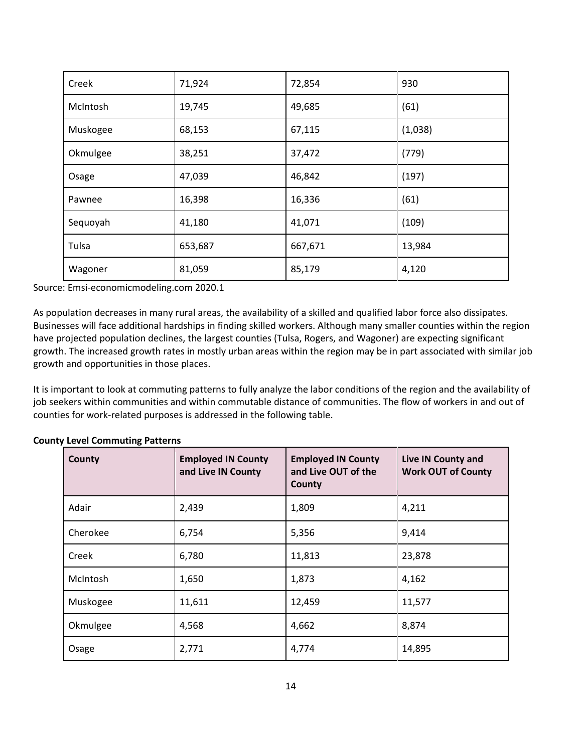| Creek | 71,924 | 72,854 | 930 |
|---|---|---|---|
| McIntosh | 19,745 | 49,685 | (61) |
| Muskogee | 68,153 | 67,115 | (1,038) |
| Okmulgee | 38,251 | 37,472 | (779) |
| Osage | 47,039 | 46,842 | (197) |
| Pawnee | 16,398 | 16,336 | (61) |
| Sequoyah | 41,180 | 41,071 | (109) |
| Tulsa | 653,687 | 667,671 | 13,984 |
| Wagoner | 81,059 | 85,179 | 4,120 |

Source: Emsi-economicmodeling.com 2020.1

As population decreases in many rural areas, the availability of a skilled and qualified labor force also dissipates. Businesses will face additional hardships in finding skilled workers. Although many smaller counties within the region have projected population declines, the largest counties (Tulsa, Rogers, and Wagoner) are expecting significant growth. The increased growth rates in mostly urban areas within the region may be in part associated with similar job growth and opportunities in those places.

It is important to look at commuting patterns to fully analyze the labor conditions of the region and the availability of job seekers within communities and within commutable distance of communities. The flow of workers in and out of counties for work-related purposes is addressed in the following table.

**County Level Commuting Patterns**

| County | Employed IN County and Live IN County | Employed IN County and Live OUT of the County | Live IN County and Work OUT of County |
|---|---|---|---|
| Adair | 2,439 | 1,809 | 4,211 |
| Cherokee | 6,754 | 5,356 | 9,414 |
| Creek | 6,780 | 11,813 | 23,878 |
| McIntosh | 1,650 | 1,873 | 4,162 |
| Muskogee | 11,611 | 12,459 | 11,577 |
| Okmulgee | 4,568 | 4,662 | 8,874 |
| Osage | 2,771 | 4,774 | 14,895 |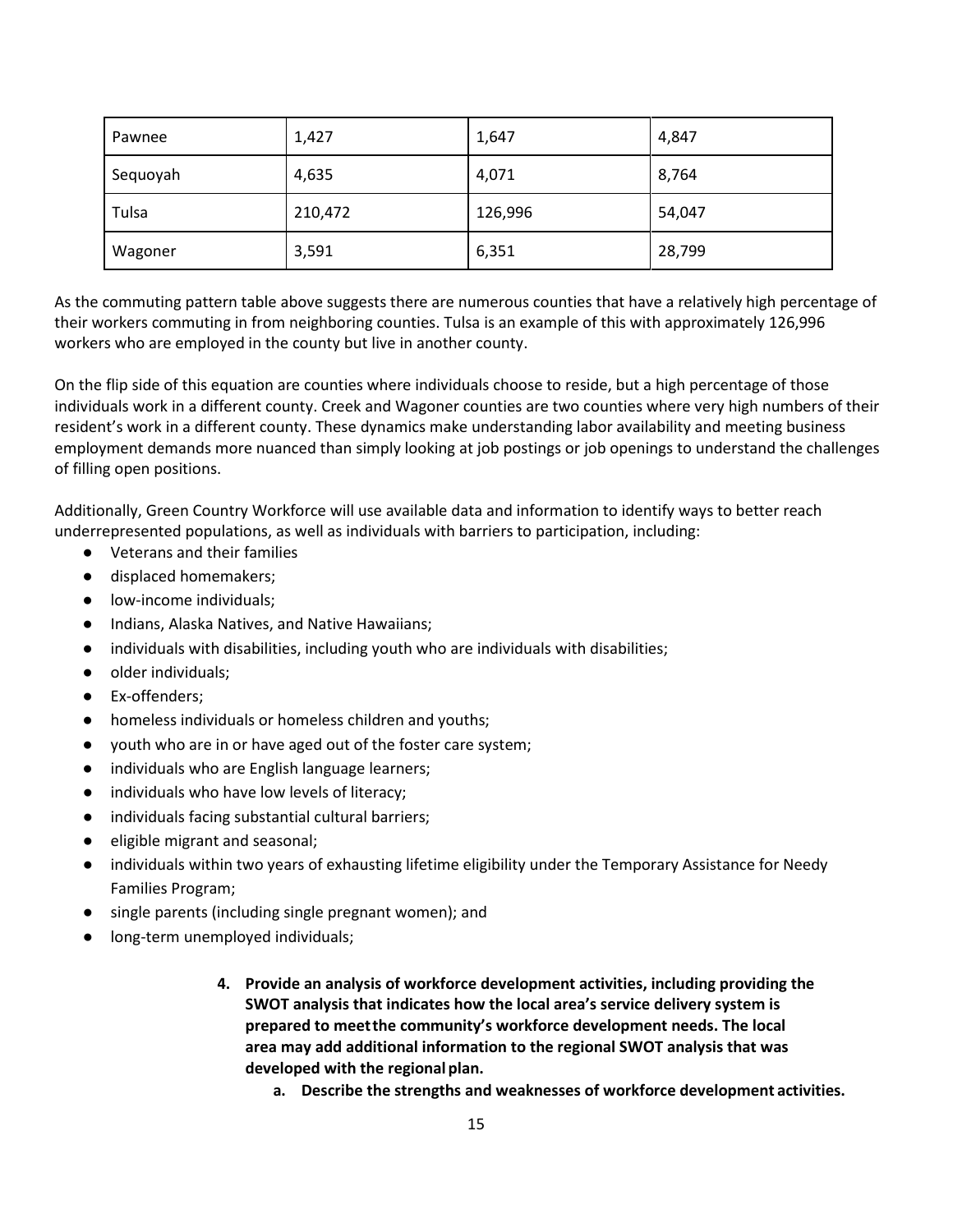| Pawnee | 1,427 | 1,647 | 4,847 |
|---|---|---|---|
| Sequoyah | 4,635 | 4,071 | 8,764 |
| Tulsa | 210,472 | 126,996 | 54,047 |
| Wagoner | 3,591 | 6,351 | 28,799 |

As the commuting pattern table above suggests there are numerous counties that have a relatively high percentage of their workers commuting in from neighboring counties. Tulsa is an example of this with approximately 126,996 workers who are employed in the county but live in another county.

On the flip side of this equation are counties where individuals choose to reside, but a high percentage of those individuals work in a different county. Creek and Wagoner counties are two counties where very high numbers of their resident's work in a different county. These dynamics make understanding labor availability and meeting business employment demands more nuanced than simply looking at job postings or job openings to understand the challenges of filling open positions.

Additionally, Green Country Workforce will use available data and information to identify ways to better reach underrepresented populations, as well as individuals with barriers to participation, including:

- Veterans and their families
- displaced homemakers;
- low-income individuals;
- Indians, Alaska Natives, and Native Hawaiians;
- individuals with disabilities, including youth who are individuals with disabilities;
- older individuals;
- Ex-offenders;
- homeless individuals or homeless children and youths;
- youth who are in or have aged out of the foster care system;
- individuals who are English language learners;
- individuals who have low levels of literacy;
- individuals facing substantial cultural barriers;
- eligible migrant and seasonal;
- individuals within two years of exhausting lifetime eligibility under the Temporary Assistance for Needy Families Program;
- single parents (including single pregnant women); and
- long-term unemployed individuals;

4. **Provide an analysis of workforce development activities, including providing the SWOT analysis that indicates how the local area's service delivery system is prepared to meet the community's workforce development needs. The local area may add additional information to the regional SWOT analysis that was developed with the regional plan.**
    a. **Describe the strengths and weaknesses of workforce development activities.**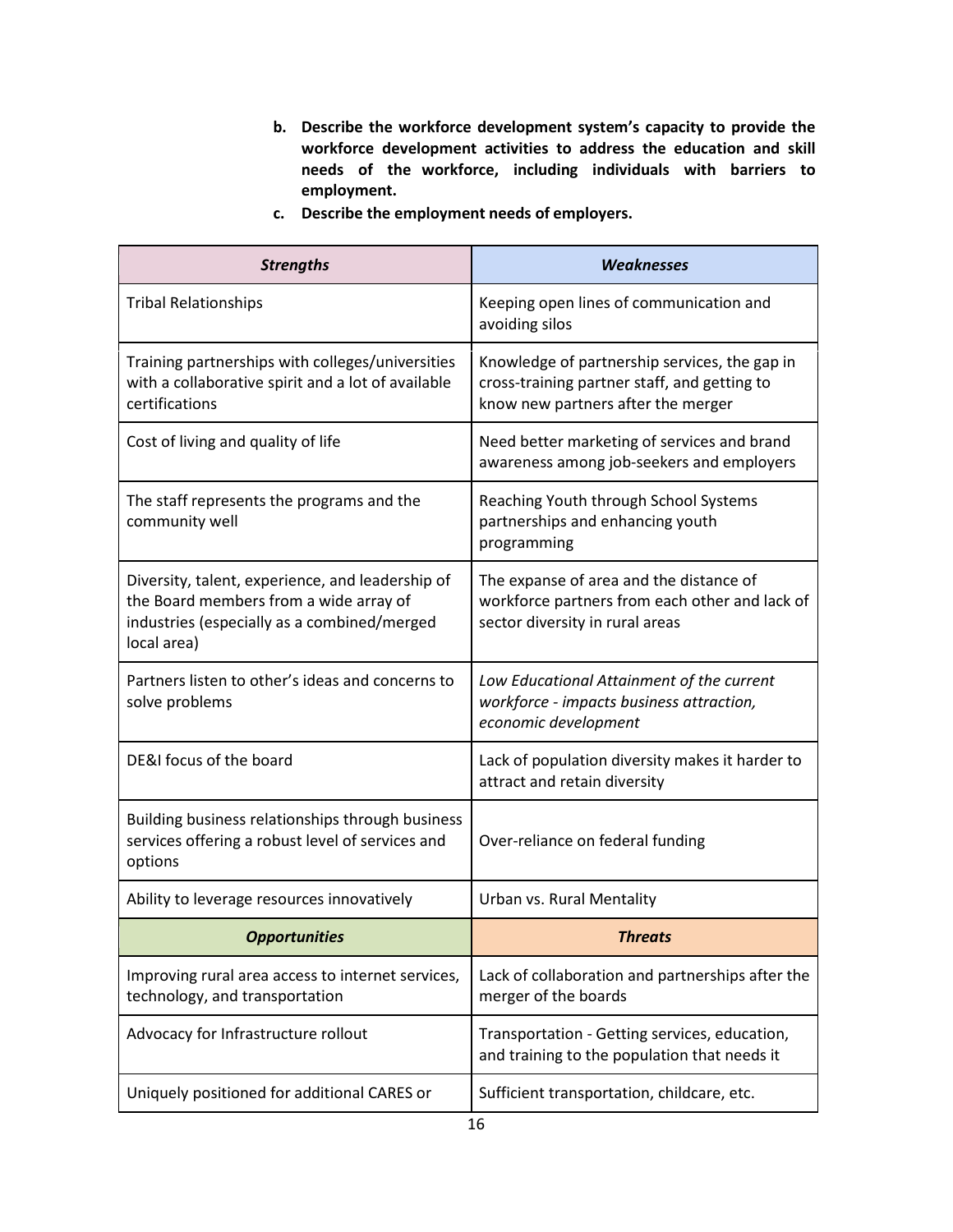**b. Describe the workforce development system's capacity to provide the workforce development activities to address the education and skill needs of the workforce, including individuals with barriers to employment.**

**c. Describe the employment needs of employers.**

| ***Strengths*** | ***Weaknesses*** |
|---|---|
| Tribal Relationships | Keeping open lines of communication and avoiding silos |
| Training partnerships with colleges/universities with a collaborative spirit and a lot of available certifications | Knowledge of partnership services, the gap in cross-training partner staff, and getting to know new partners after the merger |
| Cost of living and quality of life | Need better marketing of services and brand awareness among job-seekers and employers |
| The staff represents the programs and the community well | Reaching Youth through School Systems partnerships and enhancing youth programming |
| Diversity, talent, experience, and leadership of the Board members from a wide array of industries (especially as a combined/merged local area) | The expanse of area and the distance of workforce partners from each other and lack of sector diversity in rural areas |
| Partners listen to other's ideas and concerns to solve problems | *Low Educational Attainment of the current workforce - impacts business attraction, economic development* |
| DE&I focus of the board | Lack of population diversity makes it harder to attract and retain diversity |
| Building business relationships through business services offering a robust level of services and options | Over-reliance on federal funding |
| Ability to leverage resources innovatively | Urban vs. Rural Mentality |
| ***Opportunities*** | ***Threats*** |
| Improving rural area access to internet services, technology, and transportation | Lack of collaboration and partnerships after the merger of the boards |
| Advocacy for Infrastructure rollout | Transportation - Getting services, education, and training to the population that needs it |
| Uniquely positioned for additional CARES or | Sufficient transportation, childcare, etc. |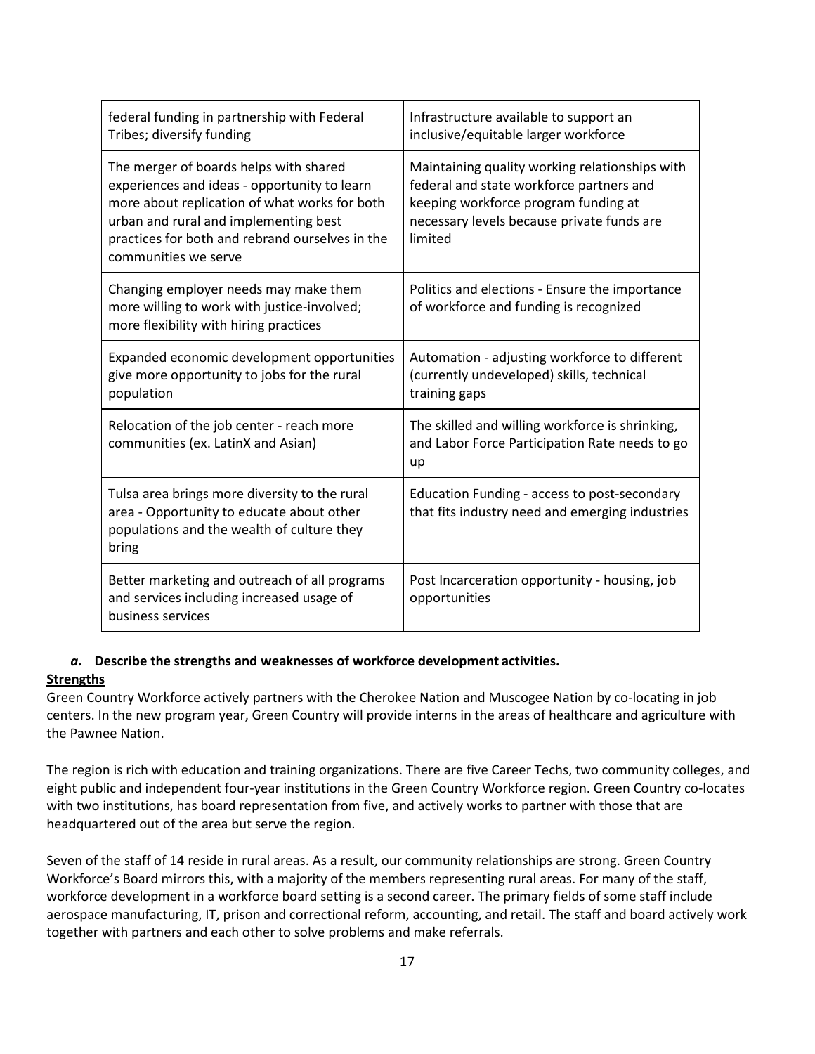| | |
|---|---|
| federal funding in partnership with Federal Tribes; diversify funding | Infrastructure available to support an inclusive/equitable larger workforce |
| The merger of boards helps with shared experiences and ideas - opportunity to learn more about replication of what works for both urban and rural and implementing best practices for both and rebrand ourselves in the communities we serve | Maintaining quality working relationships with federal and state workforce partners and keeping workforce program funding at necessary levels because private funds are limited |
| Changing employer needs may make them more willing to work with justice-involved; more flexibility with hiring practices | Politics and elections - Ensure the importance of workforce and funding is recognized |
| Expanded economic development opportunities give more opportunity to jobs for the rural population | Automation - adjusting workforce to different (currently undeveloped) skills, technical training gaps |
| Relocation of the job center - reach more communities (ex. LatinX and Asian) | The skilled and willing workforce is shrinking, and Labor Force Participation Rate needs to go up |
| Tulsa area brings more diversity to the rural area - Opportunity to educate about other populations and the wealth of culture they bring | Education Funding - access to post-secondary that fits industry need and emerging industries |
| Better marketing and outreach of all programs and services including increased usage of business services | Post Incarceration opportunity - housing, job opportunities |

***a.* Describe the strengths and weaknesses of workforce development activities.**

**Strengths**

Green Country Workforce actively partners with the Cherokee Nation and Muscogee Nation by co-locating in job centers. In the new program year, Green Country will provide interns in the areas of healthcare and agriculture with the Pawnee Nation.

The region is rich with education and training organizations. There are five Career Techs, two community colleges, and eight public and independent four-year institutions in the Green Country Workforce region. Green Country co-locates with two institutions, has board representation from five, and actively works to partner with those that are headquartered out of the area but serve the region.

Seven of the staff of 14 reside in rural areas. As a result, our community relationships are strong. Green Country Workforce's Board mirrors this, with a majority of the members representing rural areas. For many of the staff, workforce development in a workforce board setting is a second career. The primary fields of some staff include aerospace manufacturing, IT, prison and correctional reform, accounting, and retail. The staff and board actively work together with partners and each other to solve problems and make referrals.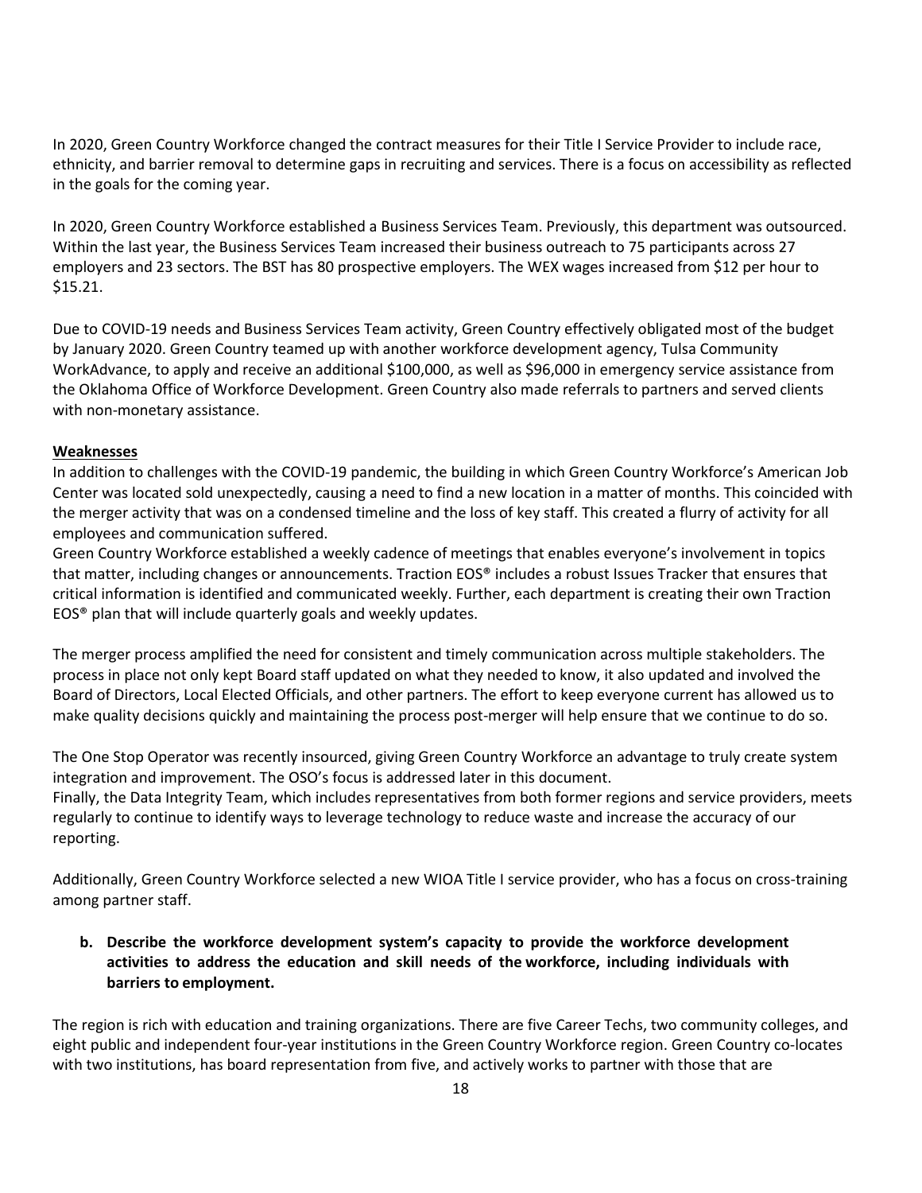In 2020, Green Country Workforce changed the contract measures for their Title I Service Provider to include race, ethnicity, and barrier removal to determine gaps in recruiting and services. There is a focus on accessibility as reflected in the goals for the coming year.

In 2020, Green Country Workforce established a Business Services Team. Previously, this department was outsourced. Within the last year, the Business Services Team increased their business outreach to 75 participants across 27 employers and 23 sectors. The BST has 80 prospective employers. The WEX wages increased from $12 per hour to $15.21.

Due to COVID-19 needs and Business Services Team activity, Green Country effectively obligated most of the budget by January 2020. Green Country teamed up with another workforce development agency, Tulsa Community WorkAdvance, to apply and receive an additional $100,000, as well as $96,000 in emergency service assistance from the Oklahoma Office of Workforce Development. Green Country also made referrals to partners and served clients with non-monetary assistance.

**Weaknesses**

In addition to challenges with the COVID-19 pandemic, the building in which Green Country Workforce's American Job Center was located sold unexpectedly, causing a need to find a new location in a matter of months. This coincided with the merger activity that was on a condensed timeline and the loss of key staff. This created a flurry of activity for all employees and communication suffered.

Green Country Workforce established a weekly cadence of meetings that enables everyone's involvement in topics that matter, including changes or announcements. Traction EOS® includes a robust Issues Tracker that ensures that critical information is identified and communicated weekly. Further, each department is creating their own Traction EOS® plan that will include quarterly goals and weekly updates.

The merger process amplified the need for consistent and timely communication across multiple stakeholders. The process in place not only kept Board staff updated on what they needed to know, it also updated and involved the Board of Directors, Local Elected Officials, and other partners. The effort to keep everyone current has allowed us to make quality decisions quickly and maintaining the process post-merger will help ensure that we continue to do so.

The One Stop Operator was recently insourced, giving Green Country Workforce an advantage to truly create system integration and improvement. The OSO's focus is addressed later in this document.

Finally, the Data Integrity Team, which includes representatives from both former regions and service providers, meets regularly to continue to identify ways to leverage technology to reduce waste and increase the accuracy of our reporting.

Additionally, Green Country Workforce selected a new WIOA Title I service provider, who has a focus on cross-training among partner staff.

**b. Describe the workforce development system's capacity to provide the workforce development activities to address the education and skill needs of the workforce, including individuals with barriers to employment.**

The region is rich with education and training organizations. There are five Career Techs, two community colleges, and eight public and independent four-year institutions in the Green Country Workforce region. Green Country co-locates with two institutions, has board representation from five, and actively works to partner with those that are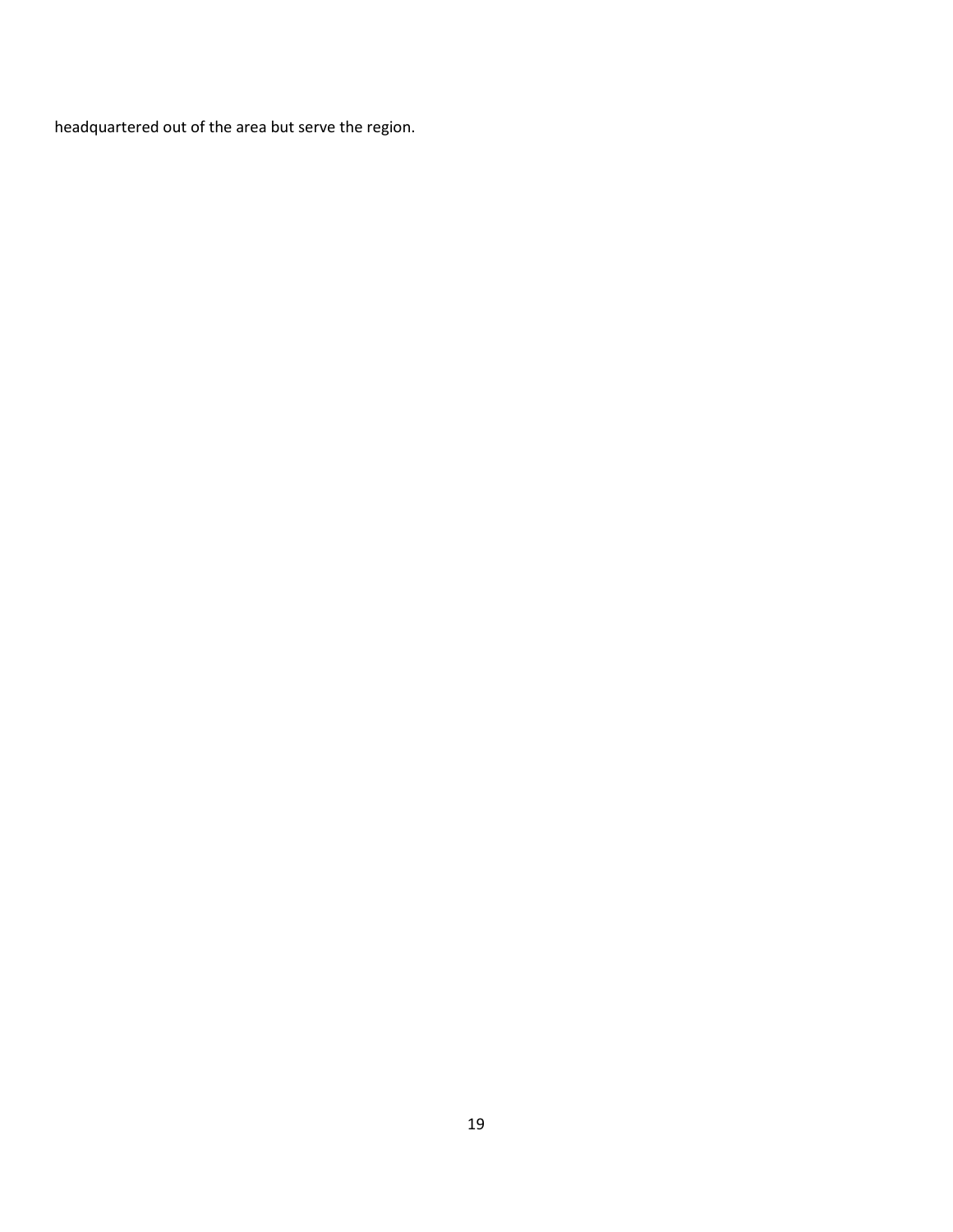headquartered out of the area but serve the region.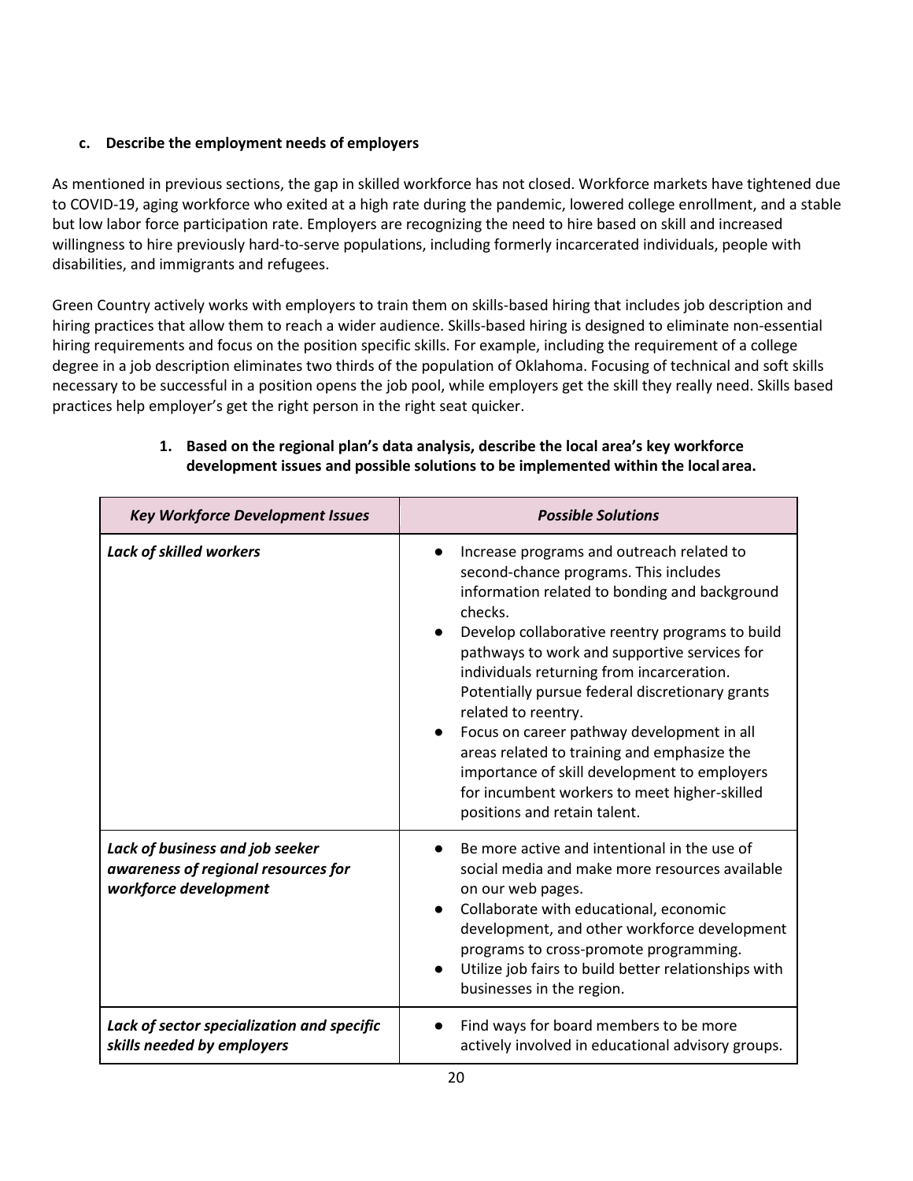**c. Describe the employment needs of employers**

As mentioned in previous sections, the gap in skilled workforce has not closed. Workforce markets have tightened due to COVID-19, aging workforce who exited at a high rate during the pandemic, lowered college enrollment, and a stable but low labor force participation rate. Employers are recognizing the need to hire based on skill and increased willingness to hire previously hard-to-serve populations, including formerly incarcerated individuals, people with disabilities, and immigrants and refugees.

Green Country actively works with employers to train them on skills-based hiring that includes job description and hiring practices that allow them to reach a wider audience. Skills-based hiring is designed to eliminate non-essential hiring requirements and focus on the position specific skills. For example, including the requirement of a college degree in a job description eliminates two thirds of the population of Oklahoma. Focusing of technical and soft skills necessary to be successful in a position opens the job pool, while employers get the skill they really need. Skills based practices help employer's get the right person in the right seat quicker.

1. **Based on the regional plan's data analysis, describe the local area's key workforce development issues and possible solutions to be implemented within the local area.**

| *Key Workforce Development Issues* | *Possible Solutions* |
|---|---|
| ***Lack of skilled workers*** | • Increase programs and outreach related to second-chance programs. This includes information related to bonding and background checks.<br>• Develop collaborative reentry programs to build pathways to work and supportive services for individuals returning from incarceration. Potentially pursue federal discretionary grants related to reentry.<br>• Focus on career pathway development in all areas related to training and emphasize the importance of skill development to employers for incumbent workers to meet higher-skilled positions and retain talent. |
| ***Lack of business and job seeker awareness of regional resources for workforce development*** | • Be more active and intentional in the use of social media and make more resources available on our web pages.<br>• Collaborate with educational, economic development, and other workforce development programs to cross-promote programming.<br>• Utilize job fairs to build better relationships with businesses in the region. |
| ***Lack of sector specialization and specific skills needed by employers*** | • Find ways for board members to be more actively involved in educational advisory groups. |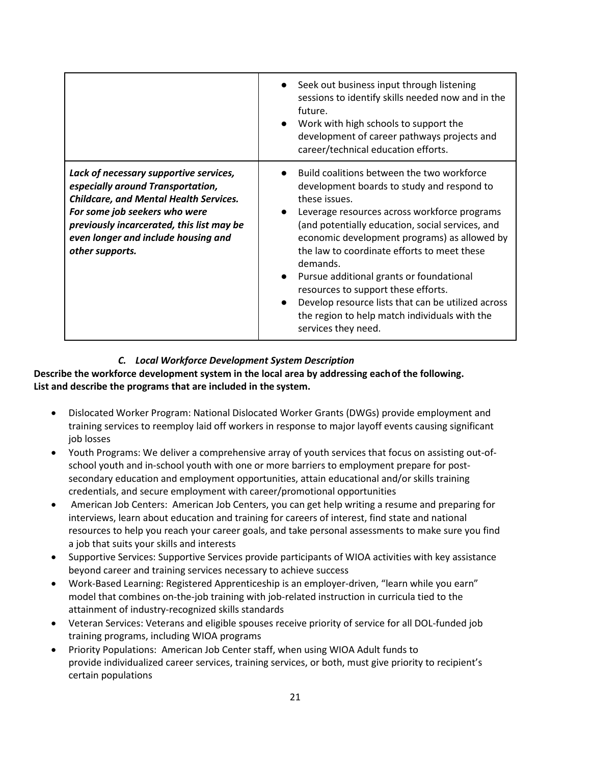| | |
|---|---|
| | ● Seek out business input through listening sessions to identify skills needed now and in the future.<br>● Work with high schools to support the development of career pathways projects and career/technical education efforts. |
| ***Lack of necessary supportive services, especially around Transportation, Childcare, and Mental Health Services. For some job seekers who were previously incarcerated, this list may be even longer and include housing and other supports.*** | ● Build coalitions between the two workforce development boards to study and respond to these issues.<br>● Leverage resources across workforce programs (and potentially education, social services, and economic development programs) as allowed by the law to coordinate efforts to meet these demands.<br>● Pursue additional grants or foundational resources to support these efforts.<br>● Develop resource lists that can be utilized across the region to help match individuals with the services they need. |

### *C. Local Workforce Development System Description*

**Describe the workforce development system in the local area by addressing each of the following. List and describe the programs that are included in the system.**

- Dislocated Worker Program: National Dislocated Worker Grants (DWGs) provide employment and training services to reemploy laid off workers in response to major layoff events causing significant job losses
- Youth Programs: We deliver a comprehensive array of youth services that focus on assisting out-of-school youth and in-school youth with one or more barriers to employment prepare for post-secondary education and employment opportunities, attain educational and/or skills training credentials, and secure employment with career/promotional opportunities
- American Job Centers: American Job Centers, you can get help writing a resume and preparing for interviews, learn about education and training for careers of interest, find state and national resources to help you reach your career goals, and take personal assessments to make sure you find a job that suits your skills and interests
- Supportive Services: Supportive Services provide participants of WIOA activities with key assistance beyond career and training services necessary to achieve success
- Work-Based Learning: Registered Apprenticeship is an employer-driven, "learn while you earn" model that combines on-the-job training with job-related instruction in curricula tied to the attainment of industry-recognized skills standards
- Veteran Services: Veterans and eligible spouses receive priority of service for all DOL-funded job training programs, including WIOA programs
- Priority Populations: American Job Center staff, when using WIOA Adult funds to provide individualized career services, training services, or both, must give priority to recipient's certain populations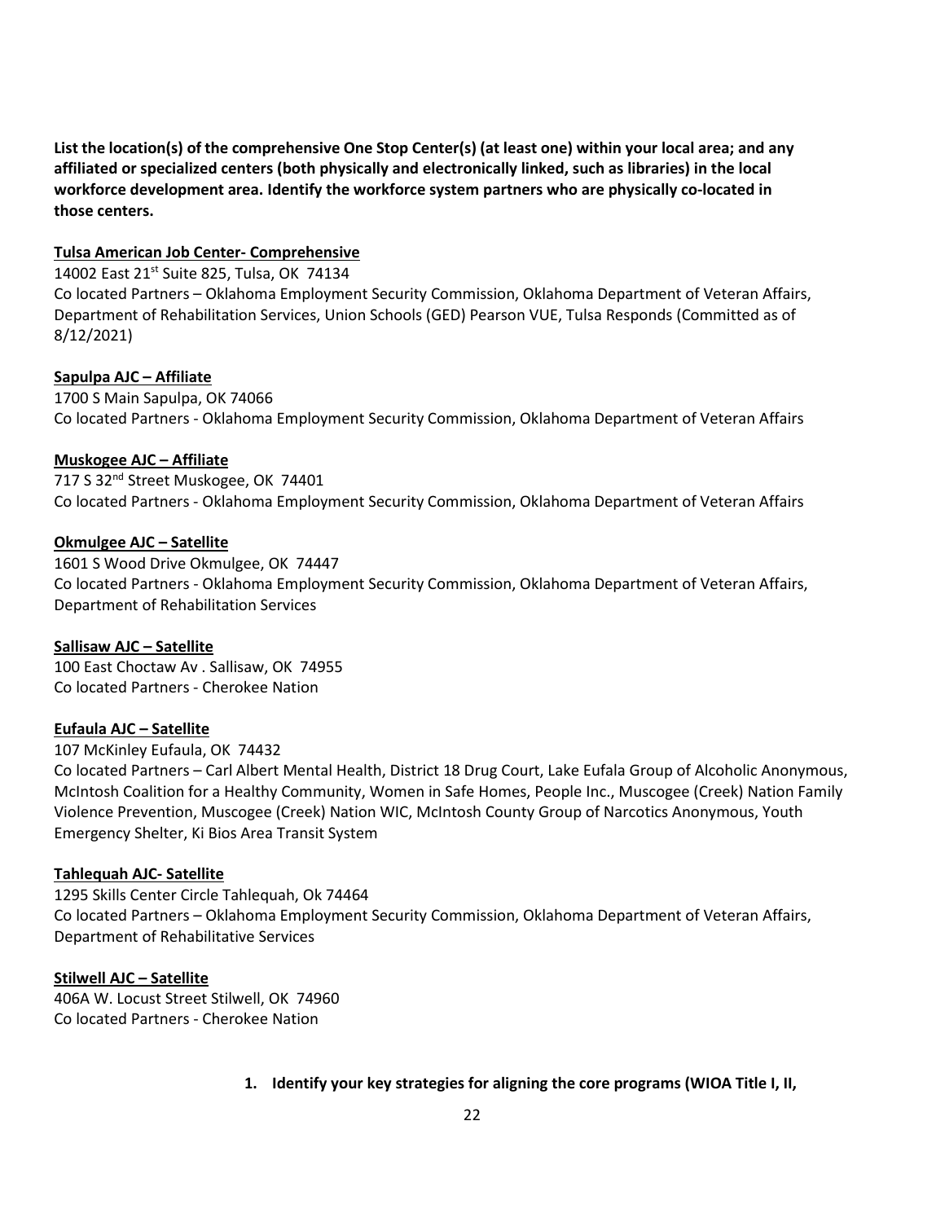**List the location(s) of the comprehensive One Stop Center(s) (at least one) within your local area; and any affiliated or specialized centers (both physically and electronically linked, such as libraries) in the local workforce development area. Identify the workforce system partners who are physically co-located in those centers.**

**Tulsa American Job Center- Comprehensive**

14002 East 21st Suite 825, Tulsa, OK 74134

Co located Partners – Oklahoma Employment Security Commission, Oklahoma Department of Veteran Affairs, Department of Rehabilitation Services, Union Schools (GED) Pearson VUE, Tulsa Responds (Committed as of 8/12/2021)

**Sapulpa AJC – Affiliate**

1700 S Main Sapulpa, OK 74066

Co located Partners - Oklahoma Employment Security Commission, Oklahoma Department of Veteran Affairs

**Muskogee AJC – Affiliate**

717 S 32nd Street Muskogee, OK 74401

Co located Partners - Oklahoma Employment Security Commission, Oklahoma Department of Veteran Affairs

**Okmulgee AJC – Satellite**

1601 S Wood Drive Okmulgee, OK 74447

Co located Partners - Oklahoma Employment Security Commission, Oklahoma Department of Veteran Affairs, Department of Rehabilitation Services

**Sallisaw AJC – Satellite**

100 East Choctaw Av . Sallisaw, OK 74955

Co located Partners - Cherokee Nation

**Eufaula AJC – Satellite**

107 McKinley Eufaula, OK 74432

Co located Partners – Carl Albert Mental Health, District 18 Drug Court, Lake Eufala Group of Alcoholic Anonymous, McIntosh Coalition for a Healthy Community, Women in Safe Homes, People Inc., Muscogee (Creek) Nation Family Violence Prevention, Muscogee (Creek) Nation WIC, McIntosh County Group of Narcotics Anonymous, Youth Emergency Shelter, Ki Bios Area Transit System

**Tahlequah AJC- Satellite**

1295 Skills Center Circle Tahlequah, Ok 74464

Co located Partners – Oklahoma Employment Security Commission, Oklahoma Department of Veteran Affairs, Department of Rehabilitative Services

**Stilwell AJC – Satellite**

406A W. Locust Street Stilwell, OK 74960

Co located Partners - Cherokee Nation

1. **Identify your key strategies for aligning the core programs (WIOA Title I, II,**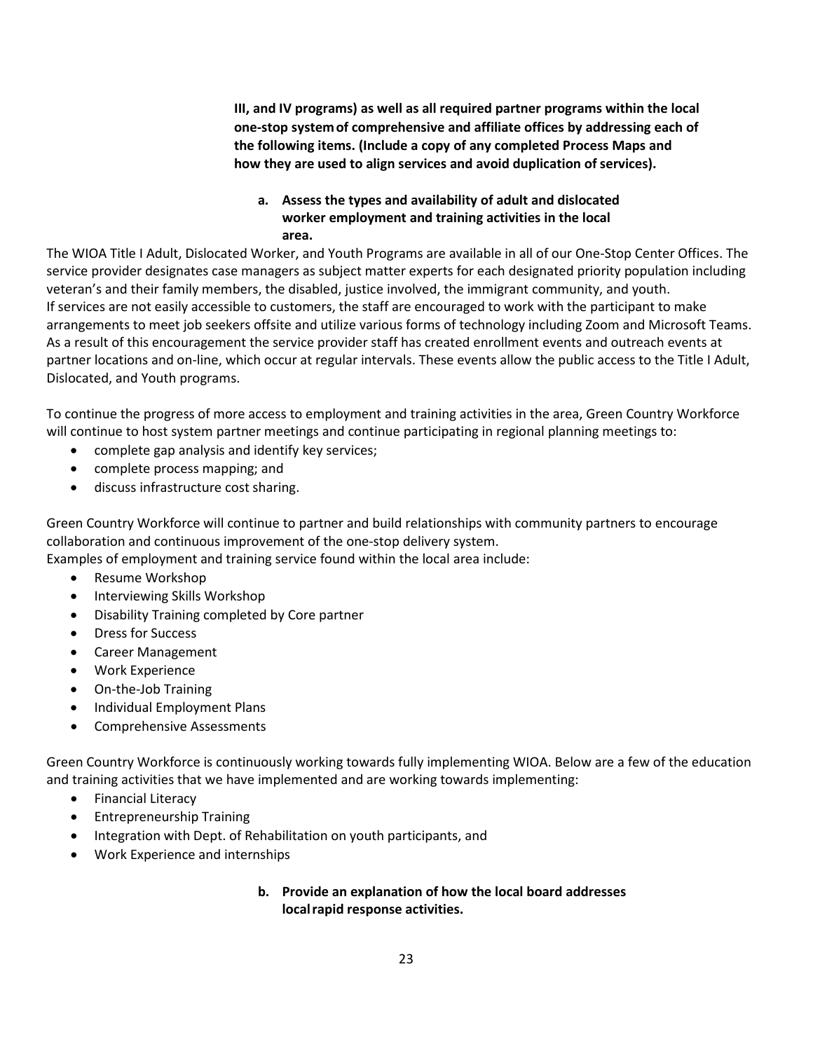**III, and IV programs) as well as all required partner programs within the local one-stop system of comprehensive and affiliate offices by addressing each of the following items. (Include a copy of any completed Process Maps and how they are used to align services and avoid duplication of services).**

**a. Assess the types and availability of adult and dislocated worker employment and training activities in the local area.**

The WIOA Title I Adult, Dislocated Worker, and Youth Programs are available in all of our One-Stop Center Offices. The service provider designates case managers as subject matter experts for each designated priority population including veteran's and their family members, the disabled, justice involved, the immigrant community, and youth.
If services are not easily accessible to customers, the staff are encouraged to work with the participant to make arrangements to meet job seekers offsite and utilize various forms of technology including Zoom and Microsoft Teams. As a result of this encouragement the service provider staff has created enrollment events and outreach events at partner locations and on-line, which occur at regular intervals. These events allow the public access to the Title I Adult, Dislocated, and Youth programs.

To continue the progress of more access to employment and training activities in the area, Green Country Workforce will continue to host system partner meetings and continue participating in regional planning meetings to:

- complete gap analysis and identify key services;
- complete process mapping; and
- discuss infrastructure cost sharing.

Green Country Workforce will continue to partner and build relationships with community partners to encourage collaboration and continuous improvement of the one-stop delivery system.
Examples of employment and training service found within the local area include:

- Resume Workshop
- Interviewing Skills Workshop
- Disability Training completed by Core partner
- Dress for Success
- Career Management
- Work Experience
- On-the-Job Training
- Individual Employment Plans
- Comprehensive Assessments

Green Country Workforce is continuously working towards fully implementing WIOA. Below are a few of the education and training activities that we have implemented and are working towards implementing:

- Financial Literacy
- Entrepreneurship Training
- Integration with Dept. of Rehabilitation on youth participants, and
- Work Experience and internships

**b. Provide an explanation of how the local board addresses local rapid response activities.**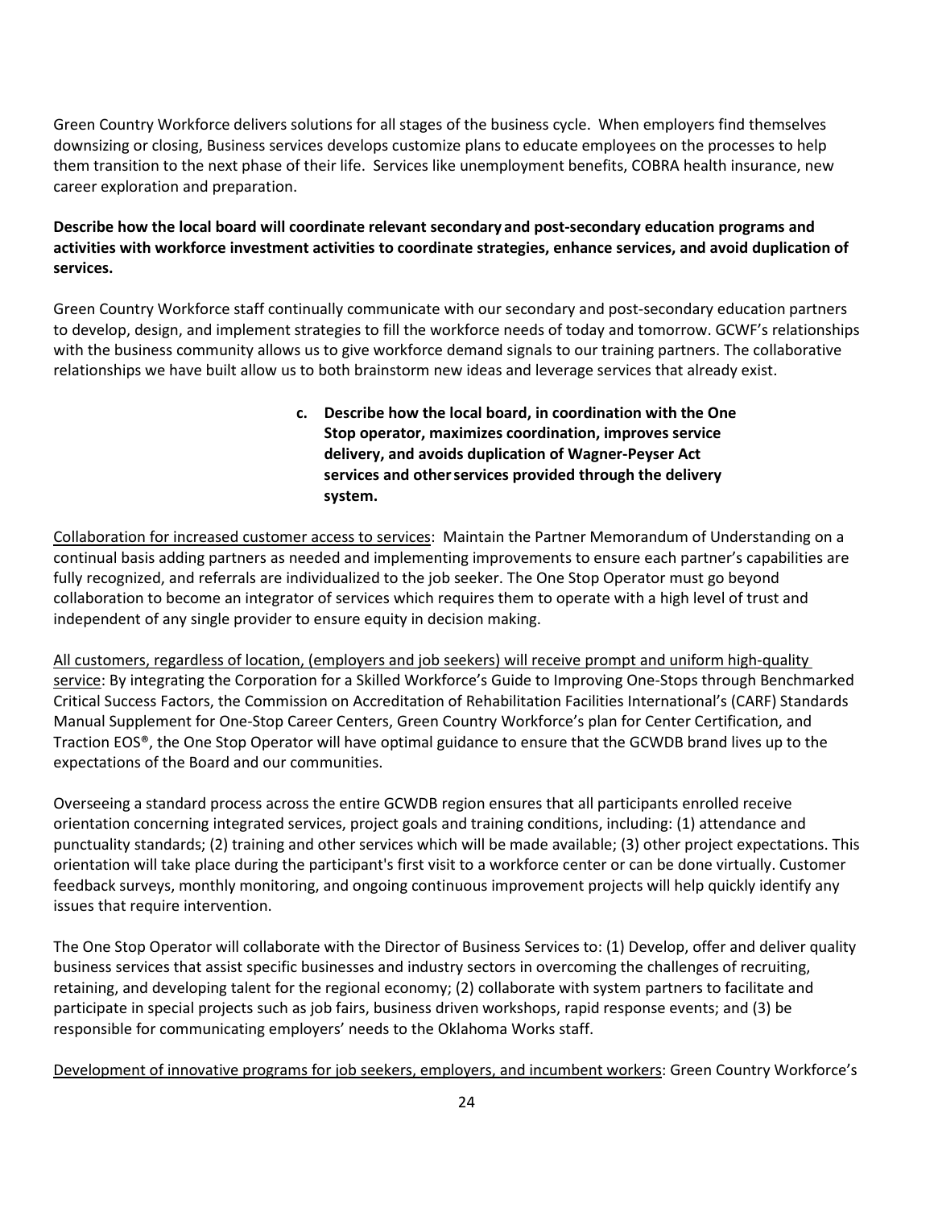Green Country Workforce delivers solutions for all stages of the business cycle. When employers find themselves downsizing or closing, Business services develops customize plans to educate employees on the processes to help them transition to the next phase of their life. Services like unemployment benefits, COBRA health insurance, new career exploration and preparation.

**Describe how the local board will coordinate relevant secondary and post-secondary education programs and activities with workforce investment activities to coordinate strategies, enhance services, and avoid duplication of services.**

Green Country Workforce staff continually communicate with our secondary and post-secondary education partners to develop, design, and implement strategies to fill the workforce needs of today and tomorrow. GCWF's relationships with the business community allows us to give workforce demand signals to our training partners. The collaborative relationships we have built allow us to both brainstorm new ideas and leverage services that already exist.

**c. Describe how the local board, in coordination with the One Stop operator, maximizes coordination, improves service delivery, and avoids duplication of Wagner-Peyser Act services and other services provided through the delivery system.**

<u>Collaboration for increased customer access to services</u>: Maintain the Partner Memorandum of Understanding on a continual basis adding partners as needed and implementing improvements to ensure each partner's capabilities are fully recognized, and referrals are individualized to the job seeker. The One Stop Operator must go beyond collaboration to become an integrator of services which requires them to operate with a high level of trust and independent of any single provider to ensure equity in decision making.

<u>All customers, regardless of location, (employers and job seekers) will receive prompt and uniform high-quality service</u>: By integrating the Corporation for a Skilled Workforce's Guide to Improving One-Stops through Benchmarked Critical Success Factors, the Commission on Accreditation of Rehabilitation Facilities International's (CARF) Standards Manual Supplement for One-Stop Career Centers, Green Country Workforce's plan for Center Certification, and Traction EOS®, the One Stop Operator will have optimal guidance to ensure that the GCWDB brand lives up to the expectations of the Board and our communities.

Overseeing a standard process across the entire GCWDB region ensures that all participants enrolled receive orientation concerning integrated services, project goals and training conditions, including: (1) attendance and punctuality standards; (2) training and other services which will be made available; (3) other project expectations. This orientation will take place during the participant's first visit to a workforce center or can be done virtually. Customer feedback surveys, monthly monitoring, and ongoing continuous improvement projects will help quickly identify any issues that require intervention.

The One Stop Operator will collaborate with the Director of Business Services to: (1) Develop, offer and deliver quality business services that assist specific businesses and industry sectors in overcoming the challenges of recruiting, retaining, and developing talent for the regional economy; (2) collaborate with system partners to facilitate and participate in special projects such as job fairs, business driven workshops, rapid response events; and (3) be responsible for communicating employers' needs to the Oklahoma Works staff.

<u>Development of innovative programs for job seekers, employers, and incumbent workers</u>: Green Country Workforce's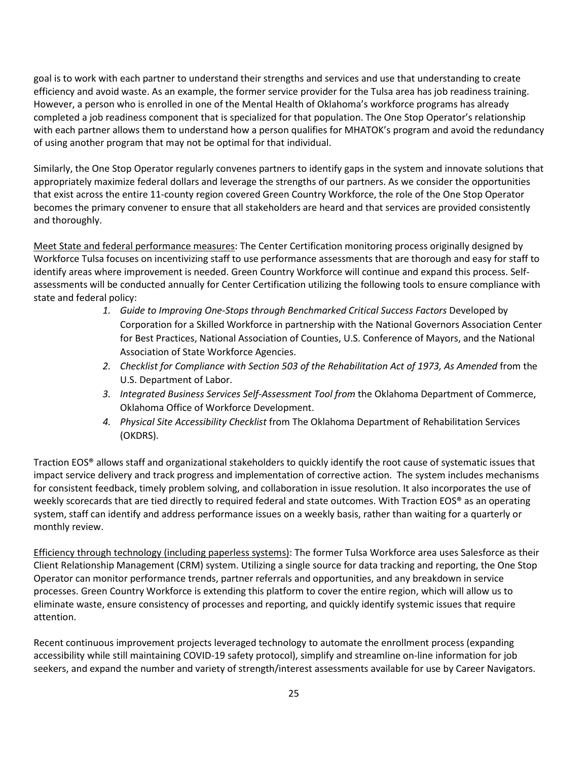goal is to work with each partner to understand their strengths and services and use that understanding to create efficiency and avoid waste. As an example, the former service provider for the Tulsa area has job readiness training. However, a person who is enrolled in one of the Mental Health of Oklahoma's workforce programs has already completed a job readiness component that is specialized for that population. The One Stop Operator's relationship with each partner allows them to understand how a person qualifies for MHATOK's program and avoid the redundancy of using another program that may not be optimal for that individual.

Similarly, the One Stop Operator regularly convenes partners to identify gaps in the system and innovate solutions that appropriately maximize federal dollars and leverage the strengths of our partners. As we consider the opportunities that exist across the entire 11-county region covered Green Country Workforce, the role of the One Stop Operator becomes the primary convener to ensure that all stakeholders are heard and that services are provided consistently and thoroughly.

<u>Meet State and federal performance measures</u>: The Center Certification monitoring process originally designed by Workforce Tulsa focuses on incentivizing staff to use performance assessments that are thorough and easy for staff to identify areas where improvement is needed. Green Country Workforce will continue and expand this process. Self-assessments will be conducted annually for Center Certification utilizing the following tools to ensure compliance with state and federal policy:

1. *Guide to Improving One-Stops through Benchmarked Critical Success Factors* Developed by Corporation for a Skilled Workforce in partnership with the National Governors Association Center for Best Practices, National Association of Counties, U.S. Conference of Mayors, and the National Association of State Workforce Agencies.
2. *Checklist for Compliance with Section 503 of the Rehabilitation Act of 1973, As Amended* from the U.S. Department of Labor.
3. *Integrated Business Services Self-Assessment Tool from* the Oklahoma Department of Commerce, Oklahoma Office of Workforce Development.
4. *Physical Site Accessibility Checklist* from The Oklahoma Department of Rehabilitation Services (OKDRS).

Traction EOS® allows staff and organizational stakeholders to quickly identify the root cause of systematic issues that impact service delivery and track progress and implementation of corrective action. The system includes mechanisms for consistent feedback, timely problem solving, and collaboration in issue resolution. It also incorporates the use of weekly scorecards that are tied directly to required federal and state outcomes. With Traction EOS® as an operating system, staff can identify and address performance issues on a weekly basis, rather than waiting for a quarterly or monthly review.

<u>Efficiency through technology (including paperless systems)</u>: The former Tulsa Workforce area uses Salesforce as their Client Relationship Management (CRM) system. Utilizing a single source for data tracking and reporting, the One Stop Operator can monitor performance trends, partner referrals and opportunities, and any breakdown in service processes. Green Country Workforce is extending this platform to cover the entire region, which will allow us to eliminate waste, ensure consistency of processes and reporting, and quickly identify systemic issues that require attention.

Recent continuous improvement projects leveraged technology to automate the enrollment process (expanding accessibility while still maintaining COVID-19 safety protocol), simplify and streamline on-line information for job seekers, and expand the number and variety of strength/interest assessments available for use by Career Navigators.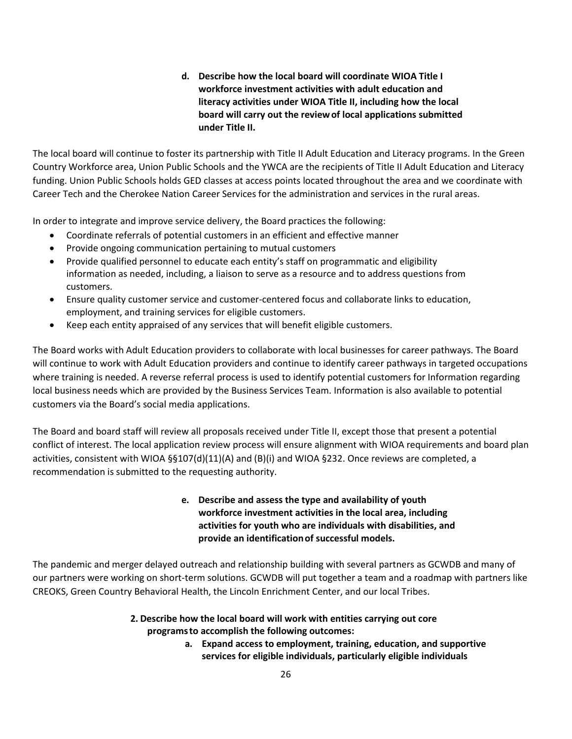**d. Describe how the local board will coordinate WIOA Title I workforce investment activities with adult education and literacy activities under WIOA Title II, including how the local board will carry out the review of local applications submitted under Title II.**

The local board will continue to foster its partnership with Title II Adult Education and Literacy programs. In the Green Country Workforce area, Union Public Schools and the YWCA are the recipients of Title II Adult Education and Literacy funding. Union Public Schools holds GED classes at access points located throughout the area and we coordinate with Career Tech and the Cherokee Nation Career Services for the administration and services in the rural areas.

In order to integrate and improve service delivery, the Board practices the following:

- Coordinate referrals of potential customers in an efficient and effective manner
- Provide ongoing communication pertaining to mutual customers
- Provide qualified personnel to educate each entity's staff on programmatic and eligibility information as needed, including, a liaison to serve as a resource and to address questions from customers.
- Ensure quality customer service and customer-centered focus and collaborate links to education, employment, and training services for eligible customers.
- Keep each entity appraised of any services that will benefit eligible customers.

The Board works with Adult Education providers to collaborate with local businesses for career pathways. The Board will continue to work with Adult Education providers and continue to identify career pathways in targeted occupations where training is needed. A reverse referral process is used to identify potential customers for Information regarding local business needs which are provided by the Business Services Team. Information is also available to potential customers via the Board's social media applications.

The Board and board staff will review all proposals received under Title II, except those that present a potential conflict of interest. The local application review process will ensure alignment with WIOA requirements and board plan activities, consistent with WIOA §§107(d)(11)(A) and (B)(i) and WIOA §232. Once reviews are completed, a recommendation is submitted to the requesting authority.

**e. Describe and assess the type and availability of youth workforce investment activities in the local area, including activities for youth who are individuals with disabilities, and provide an identification of successful models.**

The pandemic and merger delayed outreach and relationship building with several partners as GCWDB and many of our partners were working on short-term solutions. GCWDB will put together a team and a roadmap with partners like CREOKS, Green Country Behavioral Health, the Lincoln Enrichment Center, and our local Tribes.

**2. Describe how the local board will work with entities carrying out core programs to accomplish the following outcomes:**

**a. Expand access to employment, training, education, and supportive services for eligible individuals, particularly eligible individuals**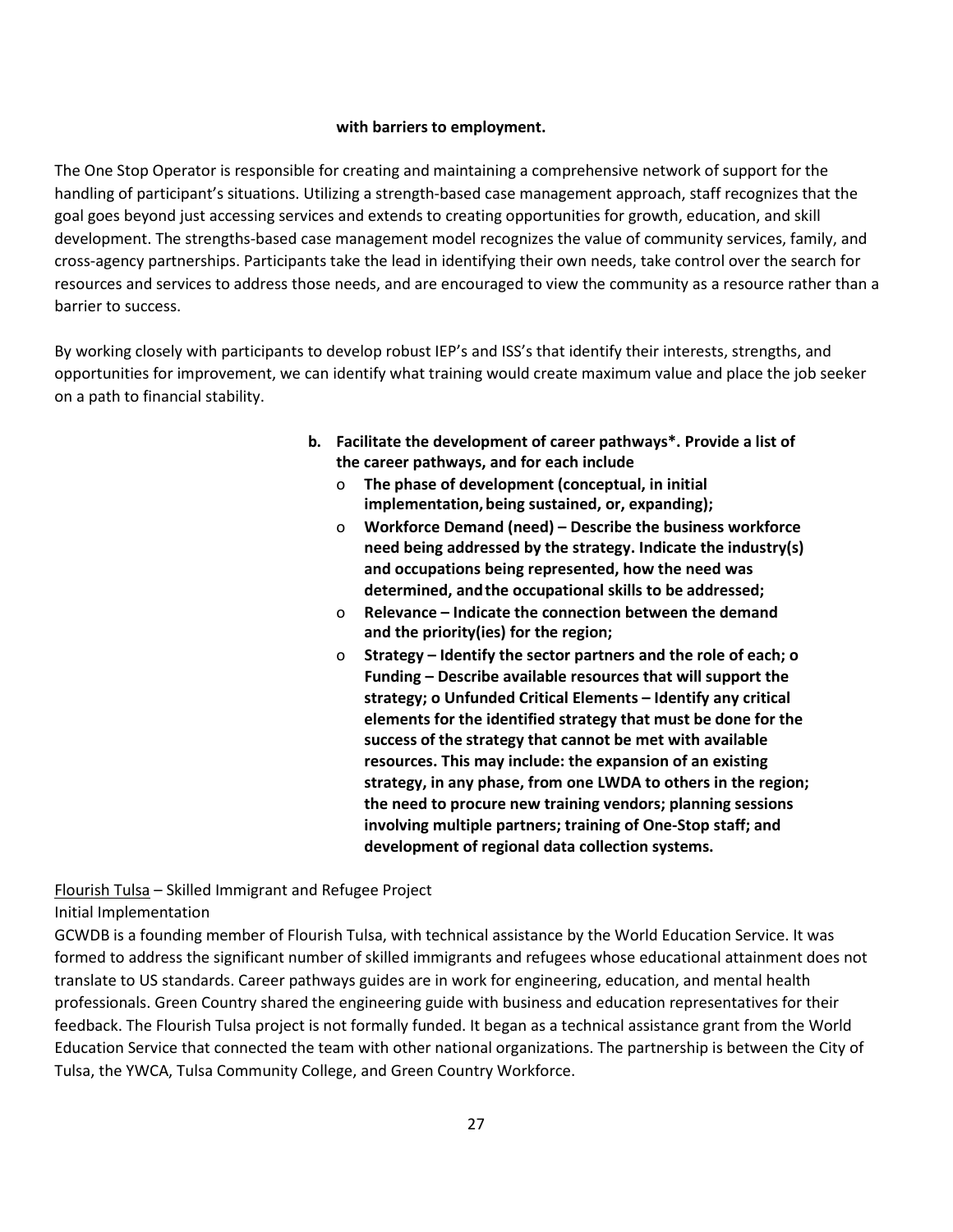**with barriers to employment.**

The One Stop Operator is responsible for creating and maintaining a comprehensive network of support for the handling of participant's situations. Utilizing a strength-based case management approach, staff recognizes that the goal goes beyond just accessing services and extends to creating opportunities for growth, education, and skill development. The strengths-based case management model recognizes the value of community services, family, and cross-agency partnerships. Participants take the lead in identifying their own needs, take control over the search for resources and services to address those needs, and are encouraged to view the community as a resource rather than a barrier to success.

By working closely with participants to develop robust IEP's and ISS's that identify their interests, strengths, and opportunities for improvement, we can identify what training would create maximum value and place the job seeker on a path to financial stability.

**b. Facilitate the development of career pathways*. Provide a list of the career pathways, and for each include**

- **The phase of development (conceptual, in initial implementation, being sustained, or, expanding);**
- **Workforce Demand (need) – Describe the business workforce need being addressed by the strategy. Indicate the industry(s) and occupations being represented, how the need was determined, and the occupational skills to be addressed;**
- **Relevance – Indicate the connection between the demand and the priority(ies) for the region;**
- **Strategy – Identify the sector partners and the role of each; o Funding – Describe available resources that will support the strategy; o Unfunded Critical Elements – Identify any critical elements for the identified strategy that must be done for the success of the strategy that cannot be met with available resources. This may include: the expansion of an existing strategy, in any phase, from one LWDA to others in the region; the need to procure new training vendors; planning sessions involving multiple partners; training of One-Stop staff; and development of regional data collection systems.**

<u>Flourish Tulsa</u> – Skilled Immigrant and Refugee Project

Initial Implementation

GCWDB is a founding member of Flourish Tulsa, with technical assistance by the World Education Service. It was formed to address the significant number of skilled immigrants and refugees whose educational attainment does not translate to US standards. Career pathways guides are in work for engineering, education, and mental health professionals. Green Country shared the engineering guide with business and education representatives for their feedback. The Flourish Tulsa project is not formally funded. It began as a technical assistance grant from the World Education Service that connected the team with other national organizations. The partnership is between the City of Tulsa, the YWCA, Tulsa Community College, and Green Country Workforce.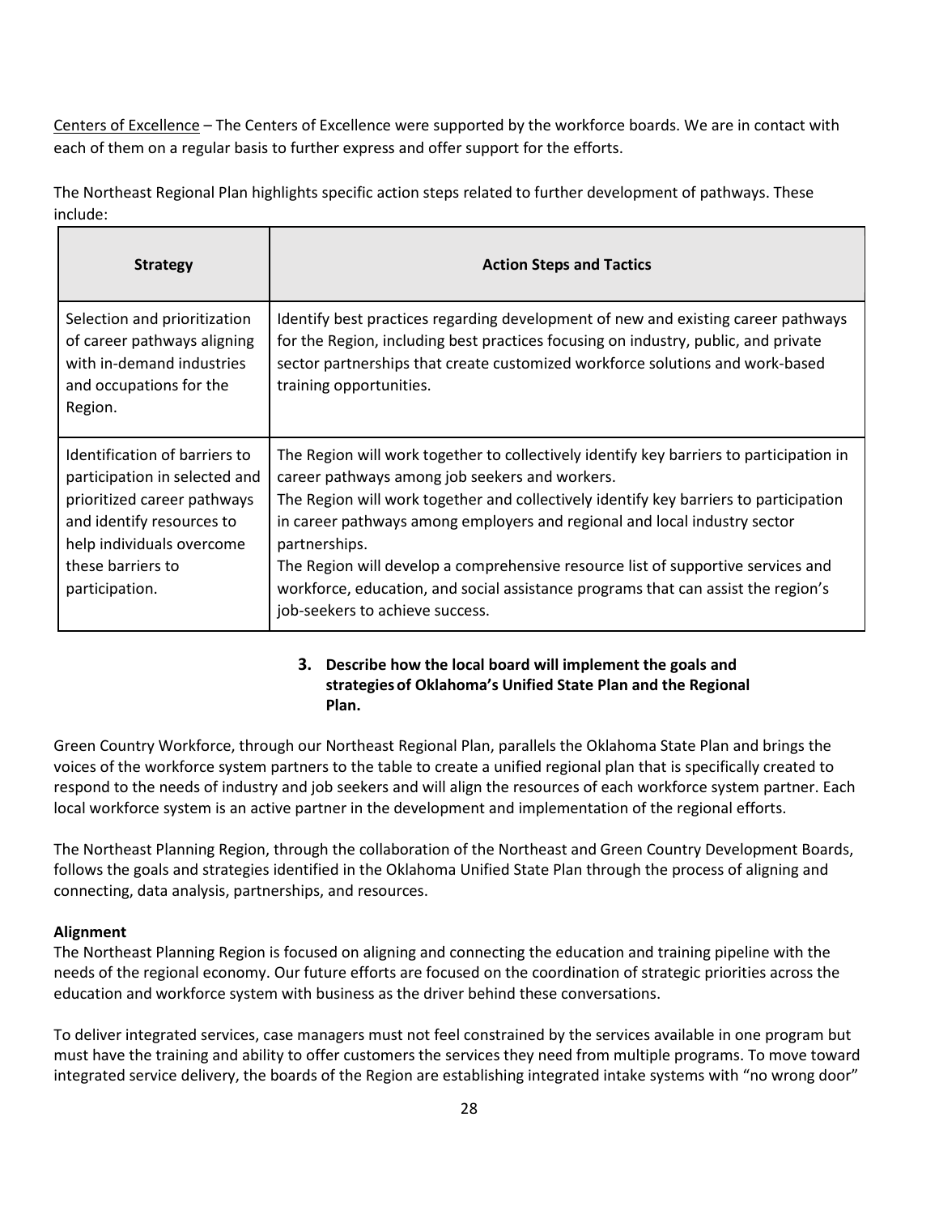Centers of Excellence – The Centers of Excellence were supported by the workforce boards. We are in contact with each of them on a regular basis to further express and offer support for the efforts.

The Northeast Regional Plan highlights specific action steps related to further development of pathways. These include:

| Strategy | Action Steps and Tactics |
|---|---|
| Selection and prioritization of career pathways aligning with in-demand industries and occupations for the Region. | Identify best practices regarding development of new and existing career pathways for the Region, including best practices focusing on industry, public, and private sector partnerships that create customized workforce solutions and work-based training opportunities. |
| Identification of barriers to participation in selected and prioritized career pathways and identify resources to help individuals overcome these barriers to participation. | The Region will work together to collectively identify key barriers to participation in career pathways among job seekers and workers.<br>The Region will work together and collectively identify key barriers to participation in career pathways among employers and regional and local industry sector partnerships.<br>The Region will develop a comprehensive resource list of supportive services and workforce, education, and social assistance programs that can assist the region's job-seekers to achieve success. |

### 3. Describe how the local board will implement the goals and strategies of Oklahoma's Unified State Plan and the Regional Plan.

Green Country Workforce, through our Northeast Regional Plan, parallels the Oklahoma State Plan and brings the voices of the workforce system partners to the table to create a unified regional plan that is specifically created to respond to the needs of industry and job seekers and will align the resources of each workforce system partner. Each local workforce system is an active partner in the development and implementation of the regional efforts.

The Northeast Planning Region, through the collaboration of the Northeast and Green Country Development Boards, follows the goals and strategies identified in the Oklahoma Unified State Plan through the process of aligning and connecting, data analysis, partnerships, and resources.

**Alignment**

The Northeast Planning Region is focused on aligning and connecting the education and training pipeline with the needs of the regional economy. Our future efforts are focused on the coordination of strategic priorities across the education and workforce system with business as the driver behind these conversations.

To deliver integrated services, case managers must not feel constrained by the services available in one program but must have the training and ability to offer customers the services they need from multiple programs. To move toward integrated service delivery, the boards of the Region are establishing integrated intake systems with "no wrong door"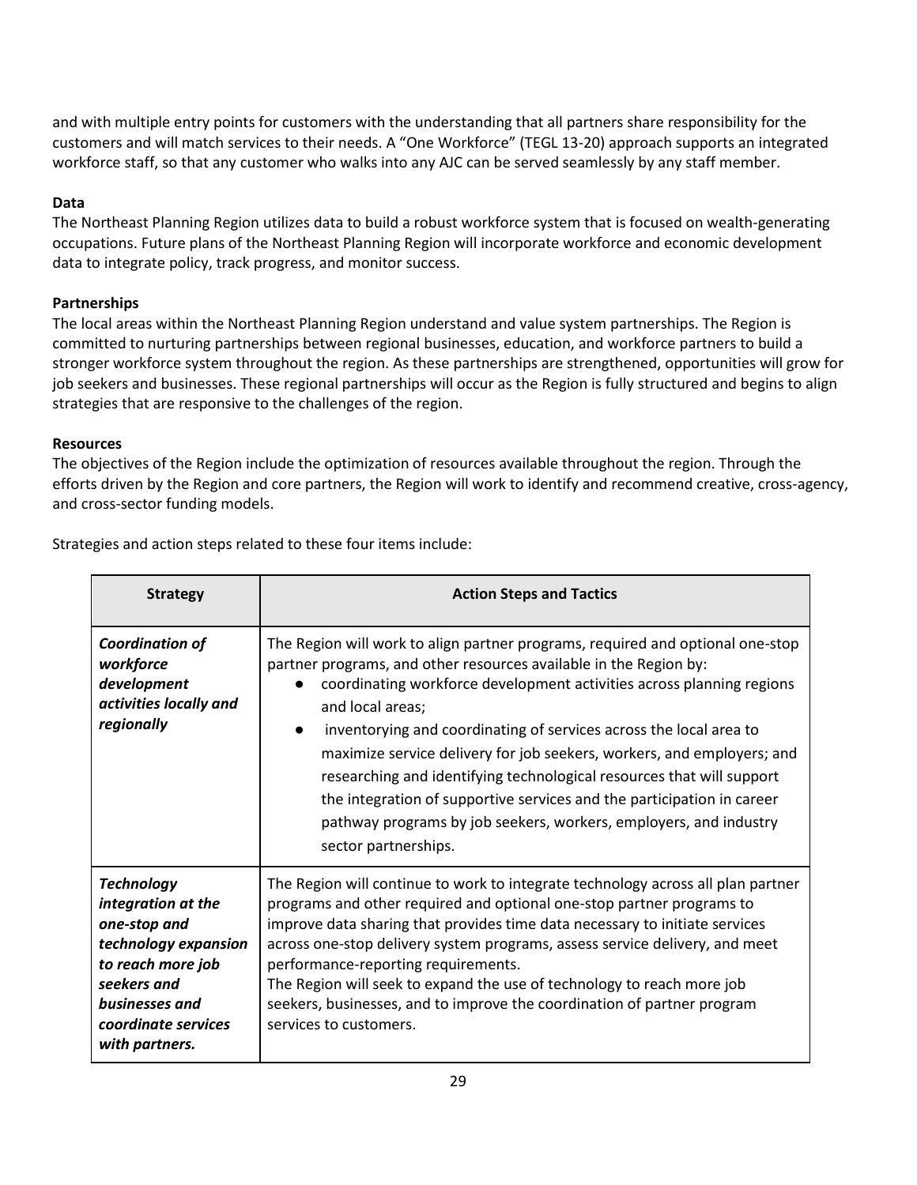and with multiple entry points for customers with the understanding that all partners share responsibility for the customers and will match services to their needs. A "One Workforce" (TEGL 13-20) approach supports an integrated workforce staff, so that any customer who walks into any AJC can be served seamlessly by any staff member.

**Data**

The Northeast Planning Region utilizes data to build a robust workforce system that is focused on wealth-generating occupations. Future plans of the Northeast Planning Region will incorporate workforce and economic development data to integrate policy, track progress, and monitor success.

**Partnerships**

The local areas within the Northeast Planning Region understand and value system partnerships. The Region is committed to nurturing partnerships between regional businesses, education, and workforce partners to build a stronger workforce system throughout the region. As these partnerships are strengthened, opportunities will grow for job seekers and businesses. These regional partnerships will occur as the Region is fully structured and begins to align strategies that are responsive to the challenges of the region.

**Resources**

The objectives of the Region include the optimization of resources available throughout the region. Through the efforts driven by the Region and core partners, the Region will work to identify and recommend creative, cross-agency, and cross-sector funding models.

Strategies and action steps related to these four items include:

| Strategy | Action Steps and Tactics |
|---|---|
| ***Coordination of workforce development activities locally and regionally*** | The Region will work to align partner programs, required and optional one-stop partner programs, and other resources available in the Region by: <br>● coordinating workforce development activities across planning regions and local areas; <br>● inventorying and coordinating of services across the local area to maximize service delivery for job seekers, workers, and employers; and researching and identifying technological resources that will support the integration of supportive services and the participation in career pathway programs by job seekers, workers, employers, and industry sector partnerships. |
| ***Technology integration at the one-stop and technology expansion to reach more job seekers and businesses and coordinate services with partners.*** | The Region will continue to work to integrate technology across all plan partner programs and other required and optional one-stop partner programs to improve data sharing that provides time data necessary to initiate services across one-stop delivery system programs, assess service delivery, and meet performance-reporting requirements. <br>The Region will seek to expand the use of technology to reach more job seekers, businesses, and to improve the coordination of partner program services to customers. |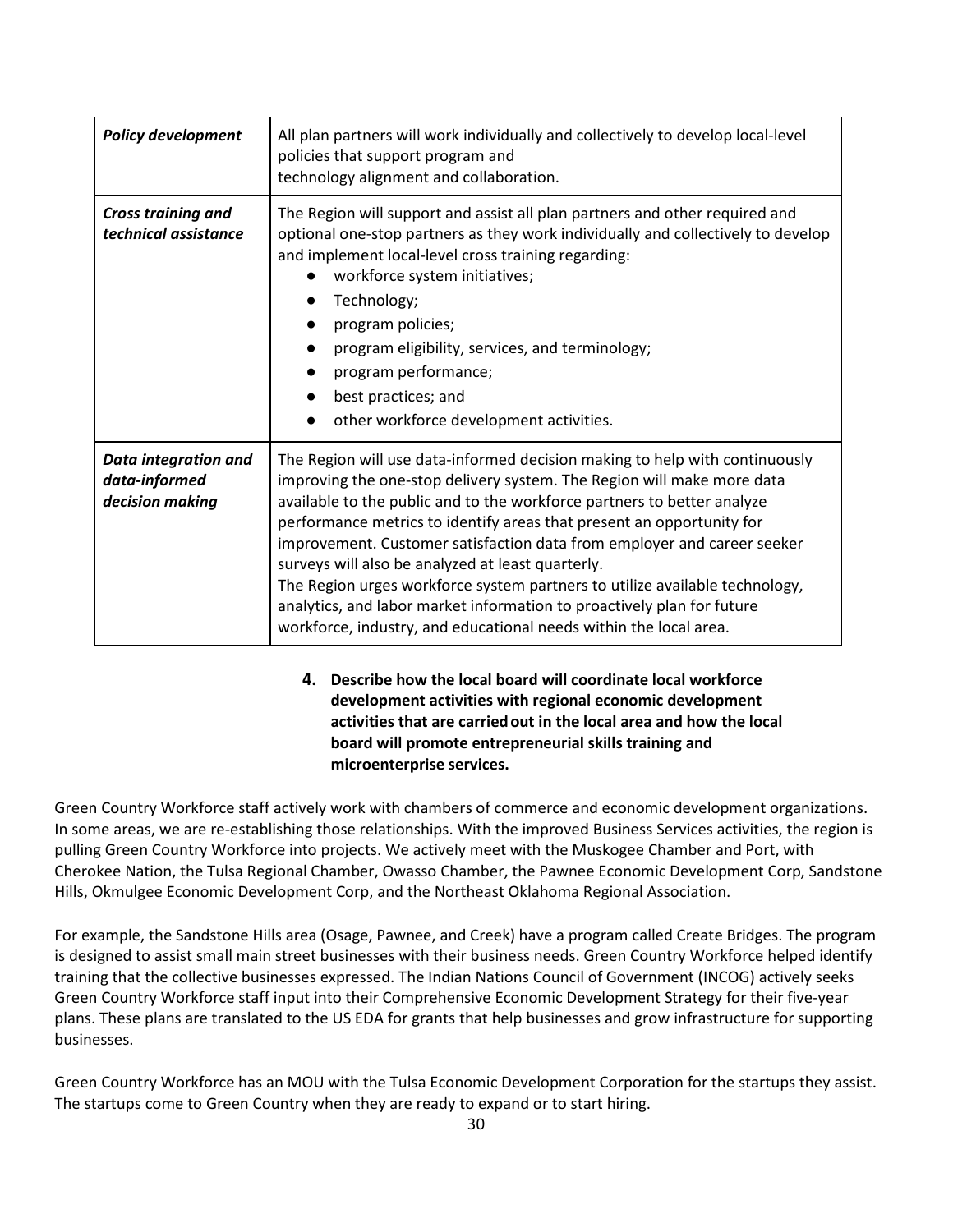| | |
|---|---|
| ***Policy development*** | All plan partners will work individually and collectively to develop local-level policies that support program and technology alignment and collaboration. |
| ***Cross training and technical assistance*** | The Region will support and assist all plan partners and other required and optional one-stop partners as they work individually and collectively to develop and implement local-level cross training regarding:<br>● workforce system initiatives;<br>● Technology;<br>● program policies;<br>● program eligibility, services, and terminology;<br>● program performance;<br>● best practices; and<br>● other workforce development activities. |
| ***Data integration and data-informed decision making*** | The Region will use data-informed decision making to help with continuously improving the one-stop delivery system. The Region will make more data available to the public and to the workforce partners to better analyze performance metrics to identify areas that present an opportunity for improvement. Customer satisfaction data from employer and career seeker surveys will also be analyzed at least quarterly.<br>The Region urges workforce system partners to utilize available technology, analytics, and labor market information to proactively plan for future workforce, industry, and educational needs within the local area. |

**4. Describe how the local board will coordinate local workforce development activities with regional economic development activities that are carried out in the local area and how the local board will promote entrepreneurial skills training and microenterprise services.**

Green Country Workforce staff actively work with chambers of commerce and economic development organizations. In some areas, we are re-establishing those relationships. With the improved Business Services activities, the region is pulling Green Country Workforce into projects. We actively meet with the Muskogee Chamber and Port, with Cherokee Nation, the Tulsa Regional Chamber, Owasso Chamber, the Pawnee Economic Development Corp, Sandstone Hills, Okmulgee Economic Development Corp, and the Northeast Oklahoma Regional Association.

For example, the Sandstone Hills area (Osage, Pawnee, and Creek) have a program called Create Bridges. The program is designed to assist small main street businesses with their business needs. Green Country Workforce helped identify training that the collective businesses expressed. The Indian Nations Council of Government (INCOG) actively seeks Green Country Workforce staff input into their Comprehensive Economic Development Strategy for their five-year plans. These plans are translated to the US EDA for grants that help businesses and grow infrastructure for supporting businesses.

Green Country Workforce has an MOU with the Tulsa Economic Development Corporation for the startups they assist. The startups come to Green Country when they are ready to expand or to start hiring.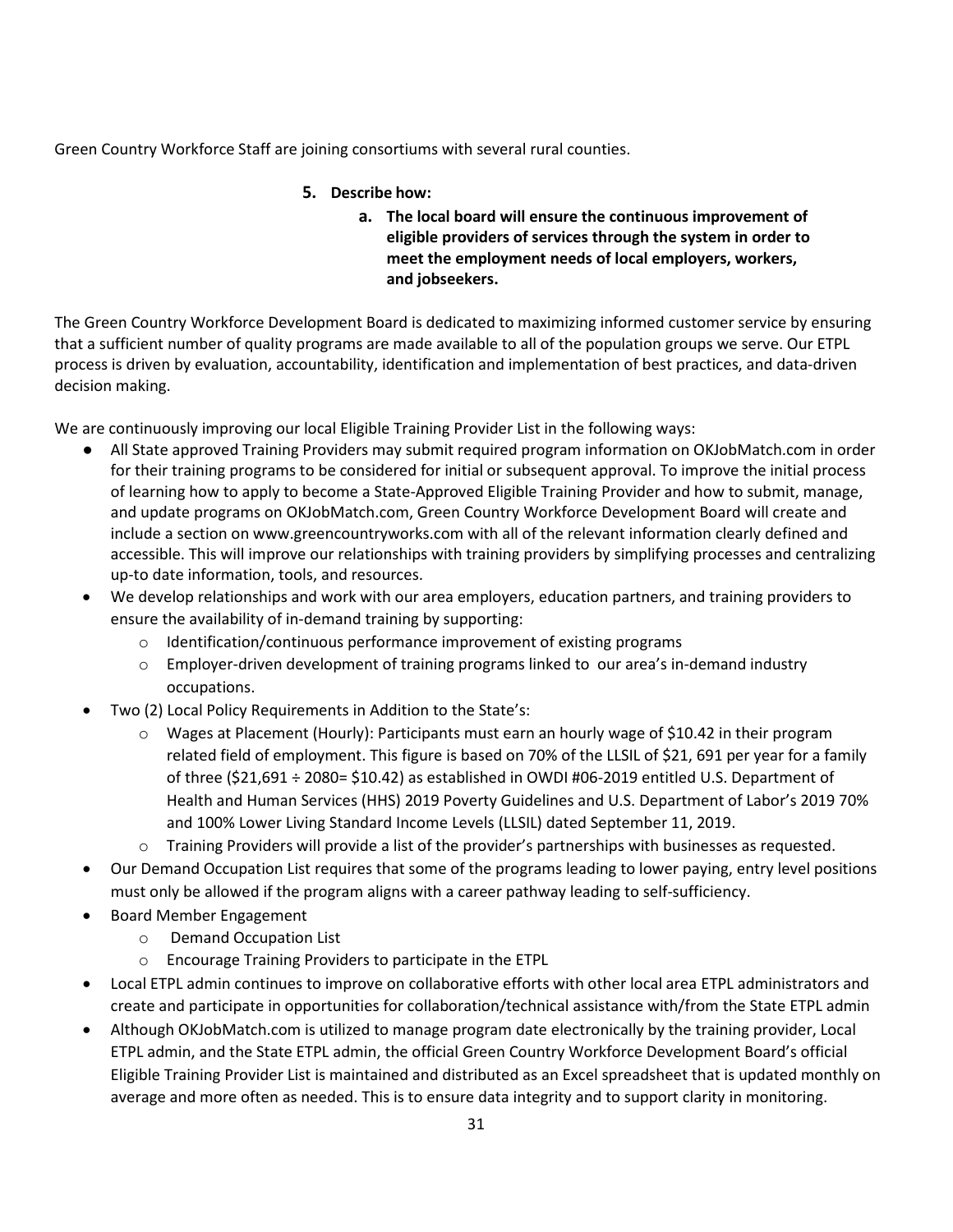Green Country Workforce Staff are joining consortiums with several rural counties.

**5. Describe how:**

**a. The local board will ensure the continuous improvement of eligible providers of services through the system in order to meet the employment needs of local employers, workers, and jobseekers.**

The Green Country Workforce Development Board is dedicated to maximizing informed customer service by ensuring that a sufficient number of quality programs are made available to all of the population groups we serve. Our ETPL process is driven by evaluation, accountability, identification and implementation of best practices, and data-driven decision making.

We are continuously improving our local Eligible Training Provider List in the following ways:

- All State approved Training Providers may submit required program information on OKJobMatch.com in order for their training programs to be considered for initial or subsequent approval. To improve the initial process of learning how to apply to become a State-Approved Eligible Training Provider and how to submit, manage, and update programs on OKJobMatch.com, Green Country Workforce Development Board will create and include a section on www.greencountryworks.com with all of the relevant information clearly defined and accessible. This will improve our relationships with training providers by simplifying processes and centralizing up-to date information, tools, and resources.
- We develop relationships and work with our area employers, education partners, and training providers to ensure the availability of in-demand training by supporting:
  - Identification/continuous performance improvement of existing programs
  - Employer-driven development of training programs linked to our area's in-demand industry occupations.
- Two (2) Local Policy Requirements in Addition to the State's:
  - Wages at Placement (Hourly): Participants must earn an hourly wage of $10.42 in their program related field of employment. This figure is based on 70% of the LLSIL of $21, 691 per year for a family of three ($21,691 ÷ 2080= $10.42) as established in OWDI #06-2019 entitled U.S. Department of Health and Human Services (HHS) 2019 Poverty Guidelines and U.S. Department of Labor's 2019 70% and 100% Lower Living Standard Income Levels (LLSIL) dated September 11, 2019.
  - Training Providers will provide a list of the provider's partnerships with businesses as requested.
- Our Demand Occupation List requires that some of the programs leading to lower paying, entry level positions must only be allowed if the program aligns with a career pathway leading to self-sufficiency.
- Board Member Engagement
  - Demand Occupation List
  - Encourage Training Providers to participate in the ETPL
- Local ETPL admin continues to improve on collaborative efforts with other local area ETPL administrators and create and participate in opportunities for collaboration/technical assistance with/from the State ETPL admin
- Although OKJobMatch.com is utilized to manage program date electronically by the training provider, Local ETPL admin, and the State ETPL admin, the official Green Country Workforce Development Board's official Eligible Training Provider List is maintained and distributed as an Excel spreadsheet that is updated monthly on average and more often as needed. This is to ensure data integrity and to support clarity in monitoring.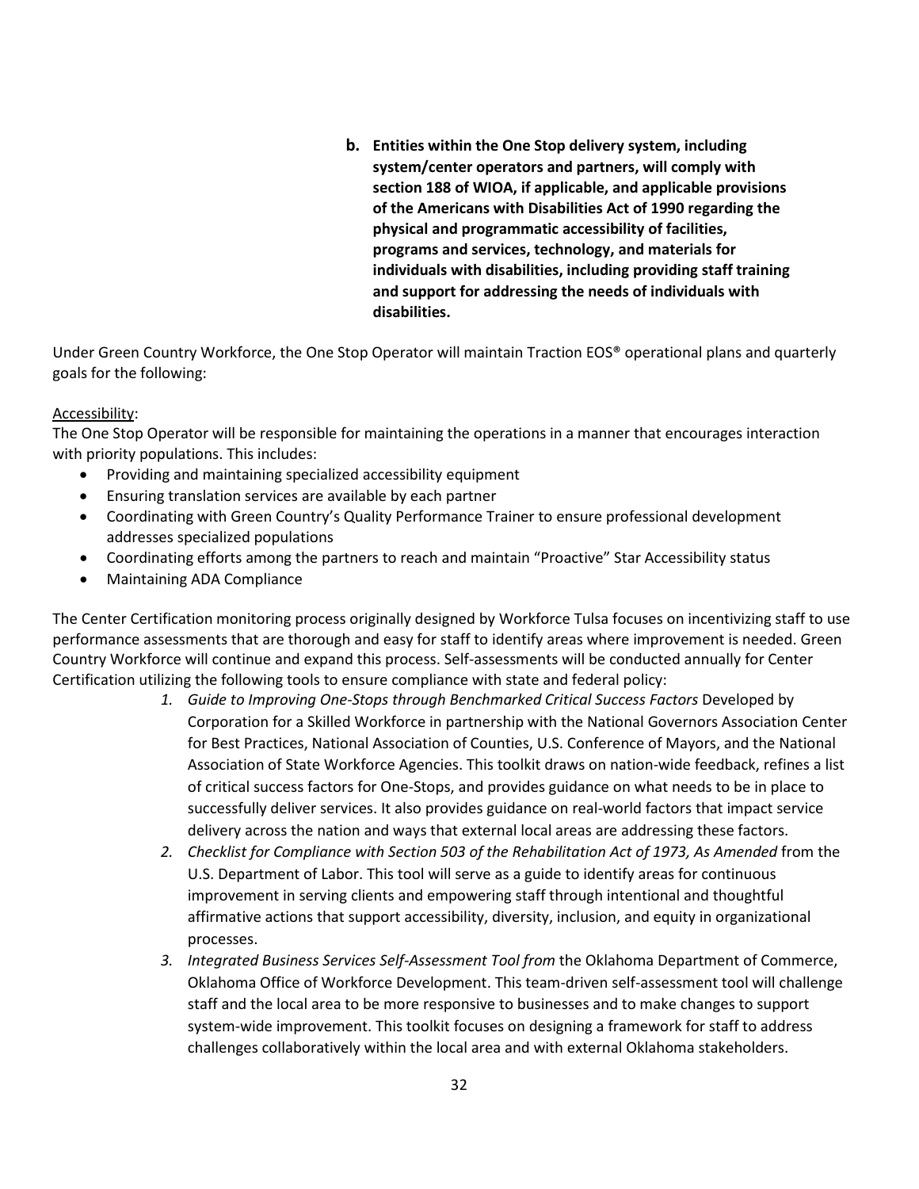**b. Entities within the One Stop delivery system, including system/center operators and partners, will comply with section 188 of WIOA, if applicable, and applicable provisions of the Americans with Disabilities Act of 1990 regarding the physical and programmatic accessibility of facilities, programs and services, technology, and materials for individuals with disabilities, including providing staff training and support for addressing the needs of individuals with disabilities.**

Under Green Country Workforce, the One Stop Operator will maintain Traction EOS® operational plans and quarterly goals for the following:

<u>Accessibility</u>:

The One Stop Operator will be responsible for maintaining the operations in a manner that encourages interaction with priority populations. This includes:

- Providing and maintaining specialized accessibility equipment
- Ensuring translation services are available by each partner
- Coordinating with Green Country's Quality Performance Trainer to ensure professional development addresses specialized populations
- Coordinating efforts among the partners to reach and maintain "Proactive" Star Accessibility status
- Maintaining ADA Compliance

The Center Certification monitoring process originally designed by Workforce Tulsa focuses on incentivizing staff to use performance assessments that are thorough and easy for staff to identify areas where improvement is needed. Green Country Workforce will continue and expand this process. Self-assessments will be conducted annually for Center Certification utilizing the following tools to ensure compliance with state and federal policy:

1. *Guide to Improving One-Stops through Benchmarked Critical Success Factors* Developed by Corporation for a Skilled Workforce in partnership with the National Governors Association Center for Best Practices, National Association of Counties, U.S. Conference of Mayors, and the National Association of State Workforce Agencies. This toolkit draws on nation-wide feedback, refines a list of critical success factors for One-Stops, and provides guidance on what needs to be in place to successfully deliver services. It also provides guidance on real-world factors that impact service delivery across the nation and ways that external local areas are addressing these factors.
2. *Checklist for Compliance with Section 503 of the Rehabilitation Act of 1973, As Amended* from the U.S. Department of Labor. This tool will serve as a guide to identify areas for continuous improvement in serving clients and empowering staff through intentional and thoughtful affirmative actions that support accessibility, diversity, inclusion, and equity in organizational processes.
3. *Integrated Business Services Self-Assessment Tool from* the Oklahoma Department of Commerce, Oklahoma Office of Workforce Development. This team-driven self-assessment tool will challenge staff and the local area to be more responsive to businesses and to make changes to support system-wide improvement. This toolkit focuses on designing a framework for staff to address challenges collaboratively within the local area and with external Oklahoma stakeholders.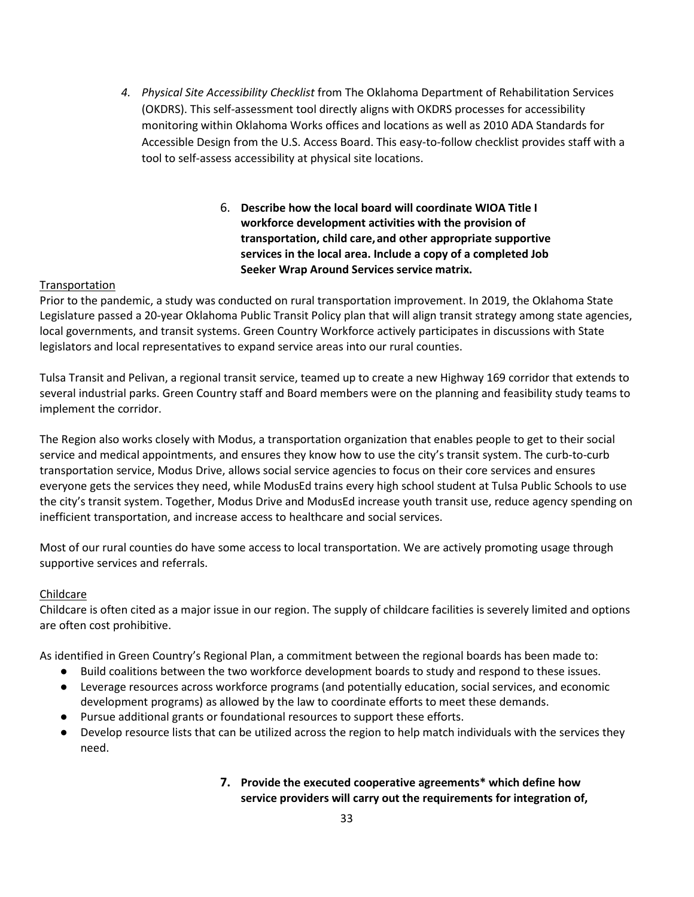4. *Physical Site Accessibility Checklist* from The Oklahoma Department of Rehabilitation Services (OKDRS). This self-assessment tool directly aligns with OKDRS processes for accessibility monitoring within Oklahoma Works offices and locations as well as 2010 ADA Standards for Accessible Design from the U.S. Access Board. This easy-to-follow checklist provides staff with a tool to self-assess accessibility at physical site locations.

6. **Describe how the local board will coordinate WIOA Title I workforce development activities with the provision of transportation, child care, and other appropriate supportive services in the local area. Include a copy of a completed Job Seeker Wrap Around Services service matrix.**

Transportation

Prior to the pandemic, a study was conducted on rural transportation improvement. In 2019, the Oklahoma State Legislature passed a 20-year Oklahoma Public Transit Policy plan that will align transit strategy among state agencies, local governments, and transit systems. Green Country Workforce actively participates in discussions with State legislators and local representatives to expand service areas into our rural counties.

Tulsa Transit and Pelivan, a regional transit service, teamed up to create a new Highway 169 corridor that extends to several industrial parks. Green Country staff and Board members were on the planning and feasibility study teams to implement the corridor.

The Region also works closely with Modus, a transportation organization that enables people to get to their social service and medical appointments, and ensures they know how to use the city's transit system. The curb-to-curb transportation service, Modus Drive, allows social service agencies to focus on their core services and ensures everyone gets the services they need, while ModusEd trains every high school student at Tulsa Public Schools to use the city's transit system. Together, Modus Drive and ModusEd increase youth transit use, reduce agency spending on inefficient transportation, and increase access to healthcare and social services.

Most of our rural counties do have some access to local transportation. We are actively promoting usage through supportive services and referrals.

Childcare

Childcare is often cited as a major issue in our region. The supply of childcare facilities is severely limited and options are often cost prohibitive.

As identified in Green Country's Regional Plan, a commitment between the regional boards has been made to:

- Build coalitions between the two workforce development boards to study and respond to these issues.
- Leverage resources across workforce programs (and potentially education, social services, and economic development programs) as allowed by the law to coordinate efforts to meet these demands.
- Pursue additional grants or foundational resources to support these efforts.
- Develop resource lists that can be utilized across the region to help match individuals with the services they need.

7. **Provide the executed cooperative agreements* which define how service providers will carry out the requirements for integration of,**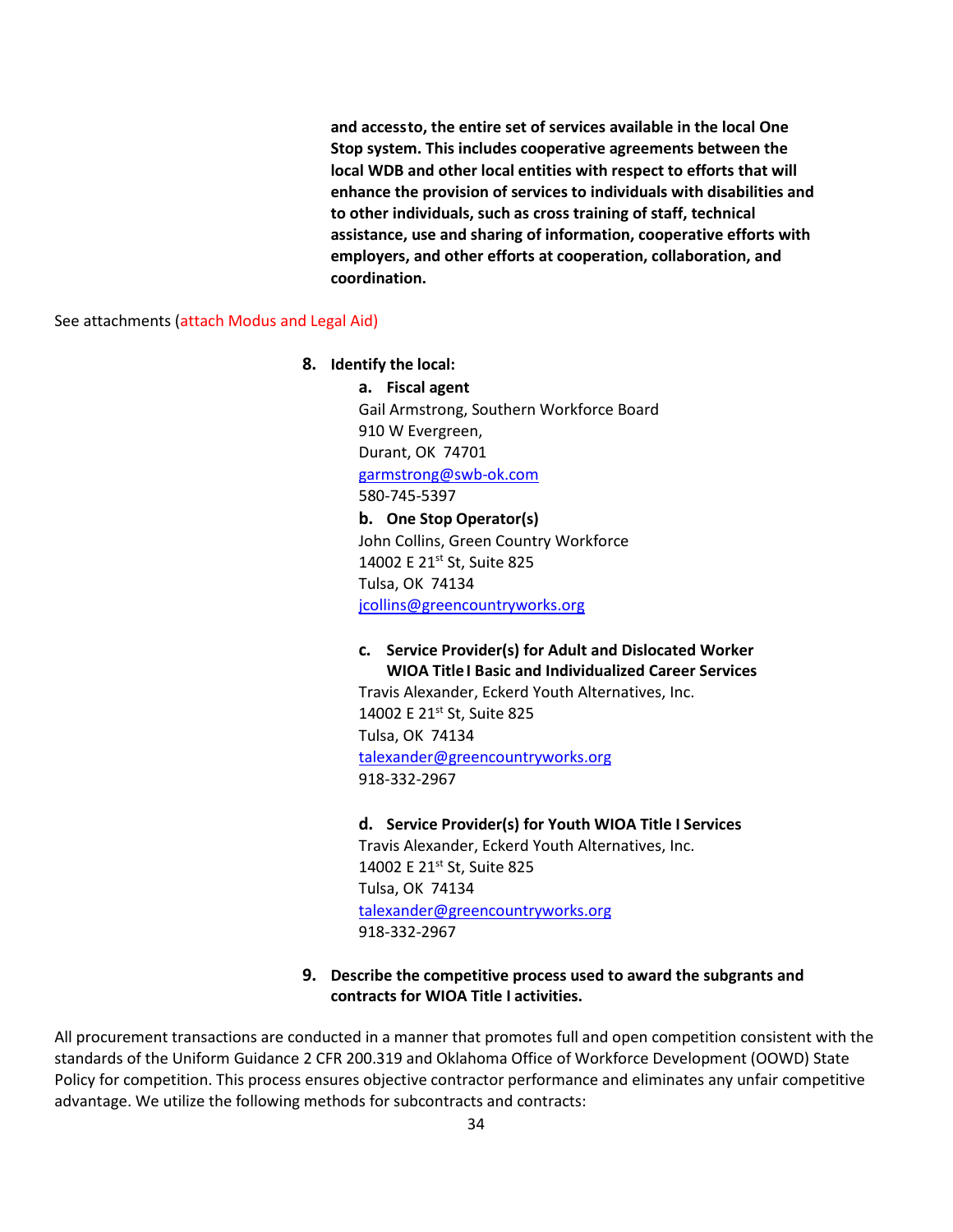**and accessto, the entire set of services available in the local One Stop system. This includes cooperative agreements between the local WDB and other local entities with respect to efforts that will enhance the provision of services to individuals with disabilities and to other individuals, such as cross training of staff, technical assistance, use and sharing of information, cooperative efforts with employers, and other efforts at cooperation, collaboration, and coordination.**

See attachments (attach Modus and Legal Aid)

8. **Identify the local:**

   a. **Fiscal agent**
   Gail Armstrong, Southern Workforce Board
   910 W Evergreen,
   Durant, OK 74701
   garmstrong@swb-ok.com
   580-745-5397

   b. **One Stop Operator(s)**
   John Collins, Green Country Workforce
   14002 E 21st St, Suite 825
   Tulsa, OK 74134
   jcollins@greencountryworks.org

   c. **Service Provider(s) for Adult and Dislocated Worker WIOA Title I Basic and Individualized Career Services**
   Travis Alexander, Eckerd Youth Alternatives, Inc.
   14002 E 21st St, Suite 825
   Tulsa, OK 74134
   talexander@greencountryworks.org
   918-332-2967

   d. **Service Provider(s) for Youth WIOA Title I Services**
   Travis Alexander, Eckerd Youth Alternatives, Inc.
   14002 E 21st St, Suite 825
   Tulsa, OK 74134
   talexander@greencountryworks.org
   918-332-2967

9. **Describe the competitive process used to award the subgrants and contracts for WIOA Title I activities.**

All procurement transactions are conducted in a manner that promotes full and open competition consistent with the standards of the Uniform Guidance 2 CFR 200.319 and Oklahoma Office of Workforce Development (OOWD) State Policy for competition. This process ensures objective contractor performance and eliminates any unfair competitive advantage. We utilize the following methods for subcontracts and contracts: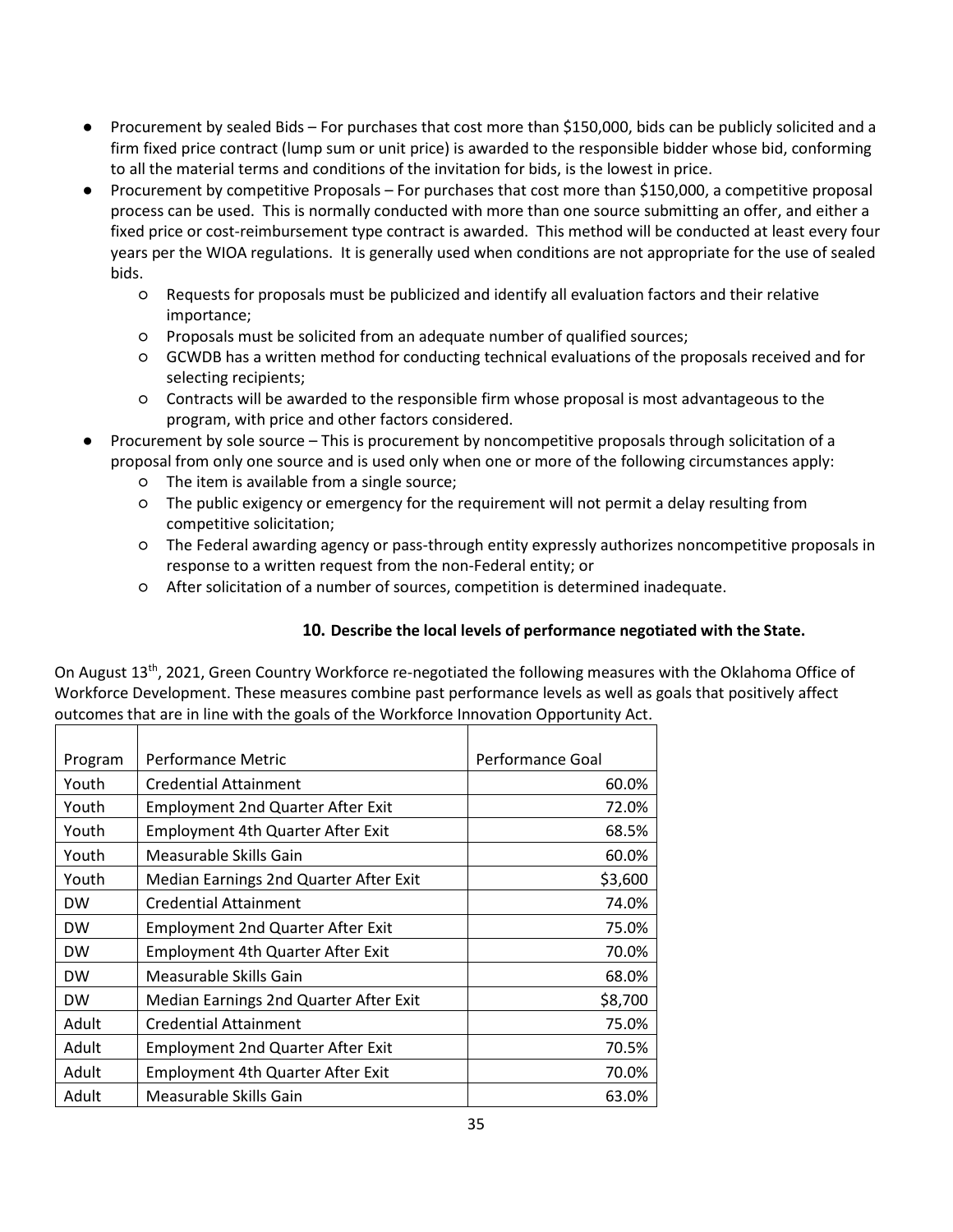- Procurement by sealed Bids – For purchases that cost more than $150,000, bids can be publicly solicited and a firm fixed price contract (lump sum or unit price) is awarded to the responsible bidder whose bid, conforming to all the material terms and conditions of the invitation for bids, is the lowest in price.
- Procurement by competitive Proposals – For purchases that cost more than $150,000, a competitive proposal process can be used. This is normally conducted with more than one source submitting an offer, and either a fixed price or cost-reimbursement type contract is awarded. This method will be conducted at least every four years per the WIOA regulations. It is generally used when conditions are not appropriate for the use of sealed bids.
    - Requests for proposals must be publicized and identify all evaluation factors and their relative importance;
    - Proposals must be solicited from an adequate number of qualified sources;
    - GCWDB has a written method for conducting technical evaluations of the proposals received and for selecting recipients;
    - Contracts will be awarded to the responsible firm whose proposal is most advantageous to the program, with price and other factors considered.
- Procurement by sole source – This is procurement by noncompetitive proposals through solicitation of a proposal from only one source and is used only when one or more of the following circumstances apply:
    - The item is available from a single source;
    - The public exigency or emergency for the requirement will not permit a delay resulting from competitive solicitation;
    - The Federal awarding agency or pass-through entity expressly authorizes noncompetitive proposals in response to a written request from the non-Federal entity; or
    - After solicitation of a number of sources, competition is determined inadequate.

### 10. Describe the local levels of performance negotiated with the State.

On August 13th, 2021, Green Country Workforce re-negotiated the following measures with the Oklahoma Office of Workforce Development. These measures combine past performance levels as well as goals that positively affect outcomes that are in line with the goals of the Workforce Innovation Opportunity Act.

| Program | Performance Metric | Performance Goal |
|---|---|---|
| Youth | Credential Attainment | 60.0% |
| Youth | Employment 2nd Quarter After Exit | 72.0% |
| Youth | Employment 4th Quarter After Exit | 68.5% |
| Youth | Measurable Skills Gain | 60.0% |
| Youth | Median Earnings 2nd Quarter After Exit | $3,600 |
| DW | Credential Attainment | 74.0% |
| DW | Employment 2nd Quarter After Exit | 75.0% |
| DW | Employment 4th Quarter After Exit | 70.0% |
| DW | Measurable Skills Gain | 68.0% |
| DW | Median Earnings 2nd Quarter After Exit | $8,700 |
| Adult | Credential Attainment | 75.0% |
| Adult | Employment 2nd Quarter After Exit | 70.5% |
| Adult | Employment 4th Quarter After Exit | 70.0% |
| Adult | Measurable Skills Gain | 63.0% |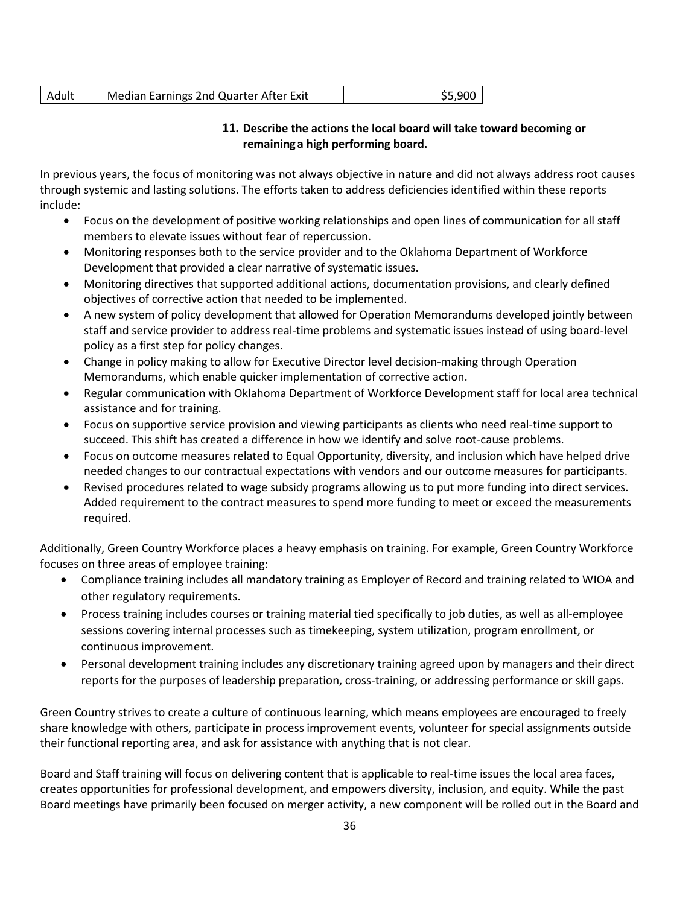| Adult | Median Earnings 2nd Quarter After Exit | $5,900 |
|---|---|---|

**11. Describe the actions the local board will take toward becoming or remaining a high performing board.**

In previous years, the focus of monitoring was not always objective in nature and did not always address root causes through systemic and lasting solutions. The efforts taken to address deficiencies identified within these reports include:

- Focus on the development of positive working relationships and open lines of communication for all staff members to elevate issues without fear of repercussion.
- Monitoring responses both to the service provider and to the Oklahoma Department of Workforce Development that provided a clear narrative of systematic issues.
- Monitoring directives that supported additional actions, documentation provisions, and clearly defined objectives of corrective action that needed to be implemented.
- A new system of policy development that allowed for Operation Memorandums developed jointly between staff and service provider to address real-time problems and systematic issues instead of using board-level policy as a first step for policy changes.
- Change in policy making to allow for Executive Director level decision-making through Operation Memorandums, which enable quicker implementation of corrective action.
- Regular communication with Oklahoma Department of Workforce Development staff for local area technical assistance and for training.
- Focus on supportive service provision and viewing participants as clients who need real-time support to succeed. This shift has created a difference in how we identify and solve root-cause problems.
- Focus on outcome measures related to Equal Opportunity, diversity, and inclusion which have helped drive needed changes to our contractual expectations with vendors and our outcome measures for participants.
- Revised procedures related to wage subsidy programs allowing us to put more funding into direct services. Added requirement to the contract measures to spend more funding to meet or exceed the measurements required.

Additionally, Green Country Workforce places a heavy emphasis on training. For example, Green Country Workforce focuses on three areas of employee training:

- Compliance training includes all mandatory training as Employer of Record and training related to WIOA and other regulatory requirements.
- Process training includes courses or training material tied specifically to job duties, as well as all-employee sessions covering internal processes such as timekeeping, system utilization, program enrollment, or continuous improvement.
- Personal development training includes any discretionary training agreed upon by managers and their direct reports for the purposes of leadership preparation, cross-training, or addressing performance or skill gaps.

Green Country strives to create a culture of continuous learning, which means employees are encouraged to freely share knowledge with others, participate in process improvement events, volunteer for special assignments outside their functional reporting area, and ask for assistance with anything that is not clear.

Board and Staff training will focus on delivering content that is applicable to real-time issues the local area faces, creates opportunities for professional development, and empowers diversity, inclusion, and equity. While the past Board meetings have primarily been focused on merger activity, a new component will be rolled out in the Board and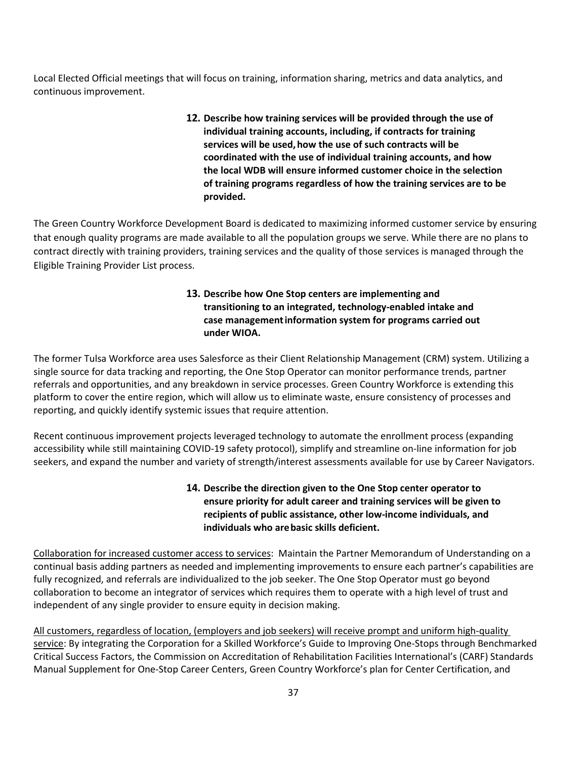Local Elected Official meetings that will focus on training, information sharing, metrics and data analytics, and continuous improvement.

**12. Describe how training services will be provided through the use of individual training accounts, including, if contracts for training services will be used, how the use of such contracts will be coordinated with the use of individual training accounts, and how the local WDB will ensure informed customer choice in the selection of training programs regardless of how the training services are to be provided.**

The Green Country Workforce Development Board is dedicated to maximizing informed customer service by ensuring that enough quality programs are made available to all the population groups we serve. While there are no plans to contract directly with training providers, training services and the quality of those services is managed through the Eligible Training Provider List process.

**13. Describe how One Stop centers are implementing and transitioning to an integrated, technology-enabled intake and case management information system for programs carried out under WIOA.**

The former Tulsa Workforce area uses Salesforce as their Client Relationship Management (CRM) system. Utilizing a single source for data tracking and reporting, the One Stop Operator can monitor performance trends, partner referrals and opportunities, and any breakdown in service processes. Green Country Workforce is extending this platform to cover the entire region, which will allow us to eliminate waste, ensure consistency of processes and reporting, and quickly identify systemic issues that require attention.

Recent continuous improvement projects leveraged technology to automate the enrollment process (expanding accessibility while still maintaining COVID-19 safety protocol), simplify and streamline on-line information for job seekers, and expand the number and variety of strength/interest assessments available for use by Career Navigators.

**14. Describe the direction given to the One Stop center operator to ensure priority for adult career and training services will be given to recipients of public assistance, other low-income individuals, and individuals who are basic skills deficient.**

<u>Collaboration for increased customer access to services</u>: Maintain the Partner Memorandum of Understanding on a continual basis adding partners as needed and implementing improvements to ensure each partner's capabilities are fully recognized, and referrals are individualized to the job seeker. The One Stop Operator must go beyond collaboration to become an integrator of services which requires them to operate with a high level of trust and independent of any single provider to ensure equity in decision making.

<u>All customers, regardless of location, (employers and job seekers) will receive prompt and uniform high-quality service</u>: By integrating the Corporation for a Skilled Workforce's Guide to Improving One-Stops through Benchmarked Critical Success Factors, the Commission on Accreditation of Rehabilitation Facilities International's (CARF) Standards Manual Supplement for One-Stop Career Centers, Green Country Workforce's plan for Center Certification, and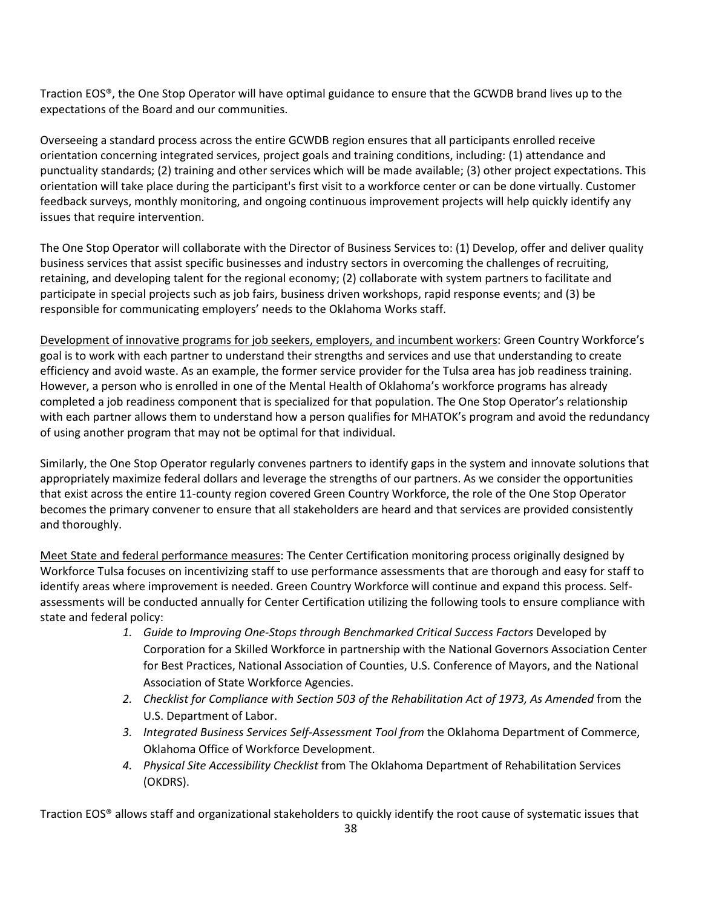Traction EOS®, the One Stop Operator will have optimal guidance to ensure that the GCWDB brand lives up to the expectations of the Board and our communities.

Overseeing a standard process across the entire GCWDB region ensures that all participants enrolled receive orientation concerning integrated services, project goals and training conditions, including: (1) attendance and punctuality standards; (2) training and other services which will be made available; (3) other project expectations. This orientation will take place during the participant's first visit to a workforce center or can be done virtually. Customer feedback surveys, monthly monitoring, and ongoing continuous improvement projects will help quickly identify any issues that require intervention.

The One Stop Operator will collaborate with the Director of Business Services to: (1) Develop, offer and deliver quality business services that assist specific businesses and industry sectors in overcoming the challenges of recruiting, retaining, and developing talent for the regional economy; (2) collaborate with system partners to facilitate and participate in special projects such as job fairs, business driven workshops, rapid response events; and (3) be responsible for communicating employers' needs to the Oklahoma Works staff.

<u>Development of innovative programs for job seekers, employers, and incumbent workers</u>: Green Country Workforce's goal is to work with each partner to understand their strengths and services and use that understanding to create efficiency and avoid waste. As an example, the former service provider for the Tulsa area has job readiness training. However, a person who is enrolled in one of the Mental Health of Oklahoma's workforce programs has already completed a job readiness component that is specialized for that population. The One Stop Operator's relationship with each partner allows them to understand how a person qualifies for MHATOK's program and avoid the redundancy of using another program that may not be optimal for that individual.

Similarly, the One Stop Operator regularly convenes partners to identify gaps in the system and innovate solutions that appropriately maximize federal dollars and leverage the strengths of our partners. As we consider the opportunities that exist across the entire 11-county region covered Green Country Workforce, the role of the One Stop Operator becomes the primary convener to ensure that all stakeholders are heard and that services are provided consistently and thoroughly.

<u>Meet State and federal performance measures</u>: The Center Certification monitoring process originally designed by Workforce Tulsa focuses on incentivizing staff to use performance assessments that are thorough and easy for staff to identify areas where improvement is needed. Green Country Workforce will continue and expand this process. Self-assessments will be conducted annually for Center Certification utilizing the following tools to ensure compliance with state and federal policy:

1. *Guide to Improving One-Stops through Benchmarked Critical Success Factors* Developed by Corporation for a Skilled Workforce in partnership with the National Governors Association Center for Best Practices, National Association of Counties, U.S. Conference of Mayors, and the National Association of State Workforce Agencies.
2. *Checklist for Compliance with Section 503 of the Rehabilitation Act of 1973, As Amended* from the U.S. Department of Labor.
3. *Integrated Business Services Self-Assessment Tool from* the Oklahoma Department of Commerce, Oklahoma Office of Workforce Development.
4. *Physical Site Accessibility Checklist* from The Oklahoma Department of Rehabilitation Services (OKDRS).

Traction EOS® allows staff and organizational stakeholders to quickly identify the root cause of systematic issues that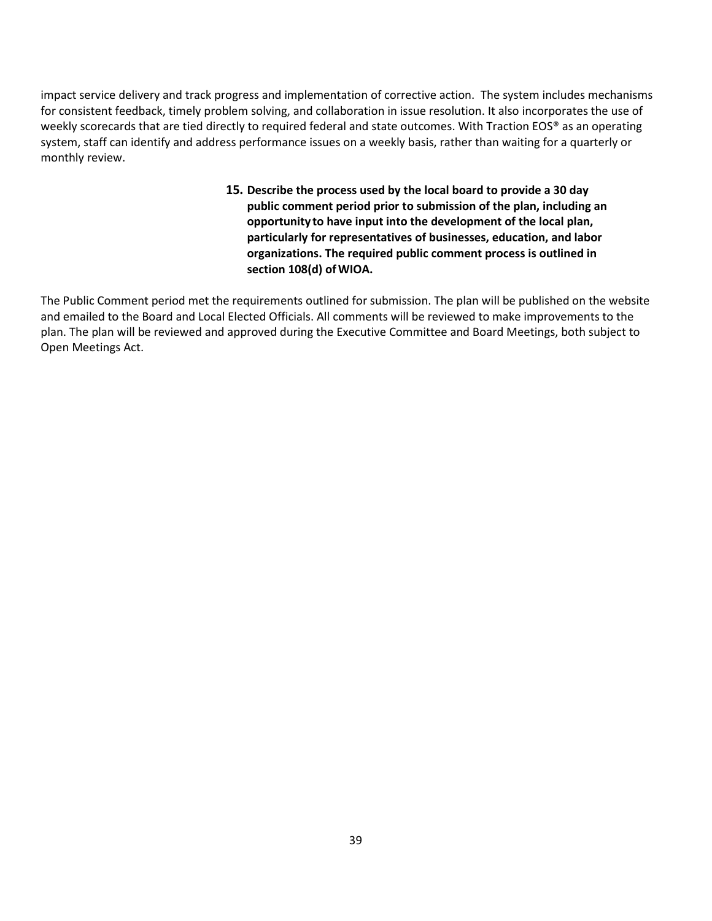impact service delivery and track progress and implementation of corrective action. The system includes mechanisms for consistent feedback, timely problem solving, and collaboration in issue resolution. It also incorporates the use of weekly scorecards that are tied directly to required federal and state outcomes. With Traction EOS® as an operating system, staff can identify and address performance issues on a weekly basis, rather than waiting for a quarterly or monthly review.

**15. Describe the process used by the local board to provide a 30 day public comment period prior to submission of the plan, including an opportunity to have input into the development of the local plan, particularly for representatives of businesses, education, and labor organizations. The required public comment process is outlined in section 108(d) of WIOA.**

The Public Comment period met the requirements outlined for submission. The plan will be published on the website and emailed to the Board and Local Elected Officials. All comments will be reviewed to make improvements to the plan. The plan will be reviewed and approved during the Executive Committee and Board Meetings, both subject to Open Meetings Act.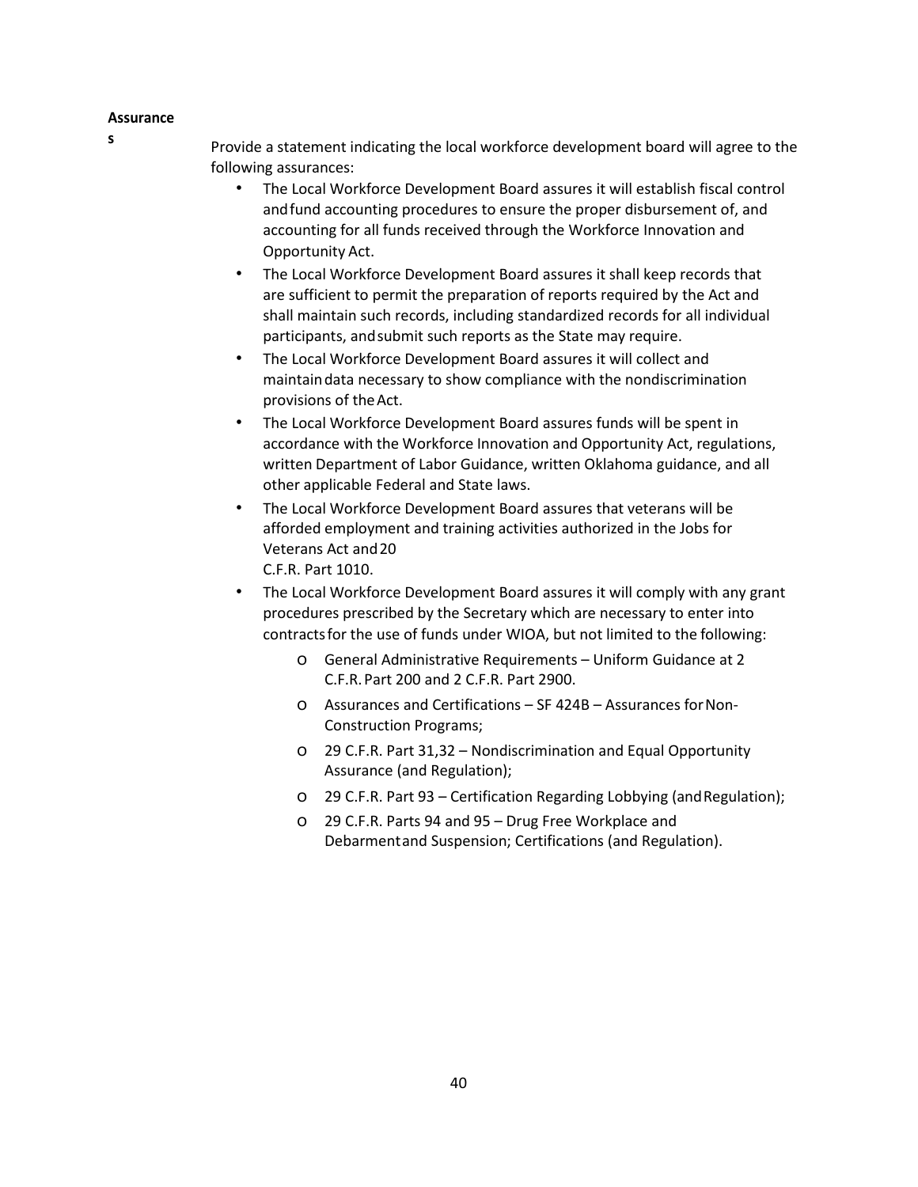**Assurances**

Provide a statement indicating the local workforce development board will agree to the following assurances:

- The Local Workforce Development Board assures it will establish fiscal control and fund accounting procedures to ensure the proper disbursement of, and accounting for all funds received through the Workforce Innovation and Opportunity Act.
- The Local Workforce Development Board assures it shall keep records that are sufficient to permit the preparation of reports required by the Act and shall maintain such records, including standardized records for all individual participants, and submit such reports as the State may require.
- The Local Workforce Development Board assures it will collect and maintain data necessary to show compliance with the nondiscrimination provisions of the Act.
- The Local Workforce Development Board assures funds will be spent in accordance with the Workforce Innovation and Opportunity Act, regulations, written Department of Labor Guidance, written Oklahoma guidance, and all other applicable Federal and State laws.
- The Local Workforce Development Board assures that veterans will be afforded employment and training activities authorized in the Jobs for Veterans Act and 20 C.F.R. Part 1010.
- The Local Workforce Development Board assures it will comply with any grant procedures prescribed by the Secretary which are necessary to enter into contracts for the use of funds under WIOA, but not limited to the following:
  - General Administrative Requirements – Uniform Guidance at 2 C.F.R. Part 200 and 2 C.F.R. Part 2900.
  - Assurances and Certifications – SF 424B – Assurances for Non-Construction Programs;
  - 29 C.F.R. Part 31,32 – Nondiscrimination and Equal Opportunity Assurance (and Regulation);
  - 29 C.F.R. Part 93 – Certification Regarding Lobbying (and Regulation);
  - 29 C.F.R. Parts 94 and 95 – Drug Free Workplace and Debarment and Suspension; Certifications (and Regulation).